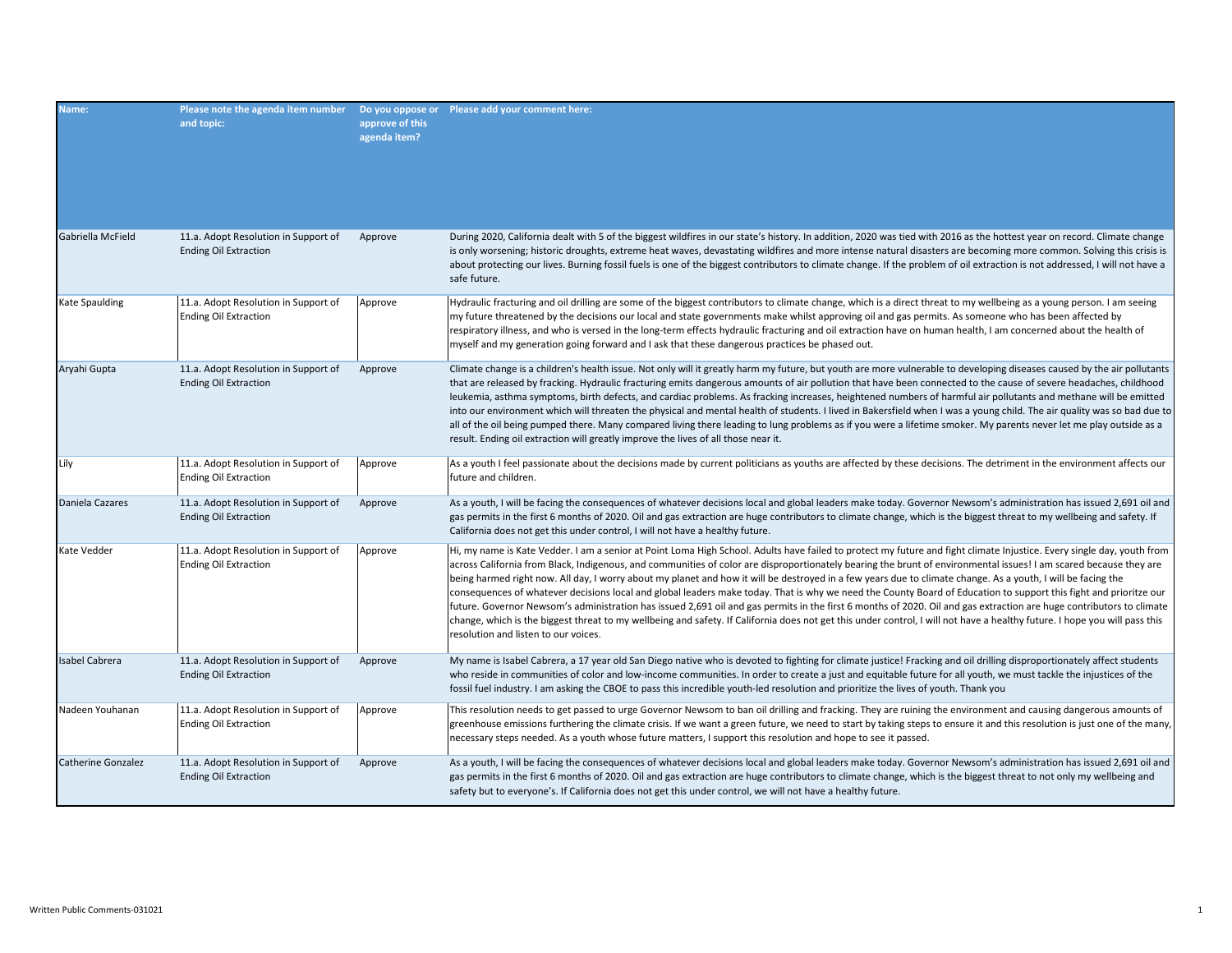| Name: | Please note the agenda item number and topic: | Do you oppose or approve of this agenda item? | Please add your comment here: |
|---|---|---|---|
| Gabriella McField | 11.a. Adopt Resolution in Support of Ending Oil Extraction | Approve | During 2020, California dealt with 5 of the biggest wildfires in our state's history. In addition, 2020 was tied with 2016 as the hottest year on record. Climate change is only worsening; historic droughts, extreme heat waves, devastating wildfires and more intense natural disasters are becoming more common. Solving this crisis is about protecting our lives. Burning fossil fuels is one of the biggest contributors to climate change. If the problem of oil extraction is not addressed, I will not have a safe future. |
| Kate Spaulding | 11.a. Adopt Resolution in Support of Ending Oil Extraction | Approve | Hydraulic fracturing and oil drilling are some of the biggest contributors to climate change, which is a direct threat to my wellbeing as a young person. I am seeing my future threatened by the decisions our local and state governments make whilst approving oil and gas permits. As someone who has been affected by respiratory illness, and who is versed in the long-term effects hydraulic fracturing and oil extraction have on human health, I am concerned about the health of myself and my generation going forward and I ask that these dangerous practices be phased out. |
| Aryahi Gupta | 11.a. Adopt Resolution in Support of Ending Oil Extraction | Approve | Climate change is a children's health issue. Not only will it greatly harm my future, but youth are more vulnerable to developing diseases caused by the air pollutants that are released by fracking. Hydraulic fracturing emits dangerous amounts of air pollution that have been connected to the cause of severe headaches, childhood leukemia, asthma symptoms, birth defects, and cardiac problems. As fracking increases, heightened numbers of harmful air pollutants and methane will be emitted into our environment which will threaten the physical and mental health of students. I lived in Bakersfield when I was a young child. The air quality was so bad due to all of the oil being pumped there. Many compared living there leading to lung problems as if you were a lifetime smoker. My parents never let me play outside as a result. Ending oil extraction will greatly improve the lives of all those near it. |
| Lily | 11.a. Adopt Resolution in Support of Ending Oil Extraction | Approve | As a youth I feel passionate about the decisions made by current politicians as youths are affected by these decisions. The detriment in the environment affects our future and children. |
| Daniela Cazares | 11.a. Adopt Resolution in Support of Ending Oil Extraction | Approve | As a youth, I will be facing the consequences of whatever decisions local and global leaders make today. Governor Newsom's administration has issued 2,691 oil and gas permits in the first 6 months of 2020. Oil and gas extraction are huge contributors to climate change, which is the biggest threat to my wellbeing and safety. If California does not get this under control, I will not have a healthy future. |
| Kate Vedder | 11.a. Adopt Resolution in Support of Ending Oil Extraction | Approve | Hi, my name is Kate Vedder. I am a senior at Point Loma High School. Adults have failed to protect my future and fight climate Injustice. Every single day, youth from across California from Black, Indigenous, and communities of color are disproportionately bearing the brunt of environmental issues! I am scared because they are being harmed right now. All day, I worry about my planet and how it will be destroyed in a few years due to climate change. As a youth, I will be facing the consequences of whatever decisions local and global leaders make today. That is why we need the County Board of Education to support this fight and prioritze our future. Governor Newsom's administration has issued 2,691 oil and gas permits in the first 6 months of 2020. Oil and gas extraction are huge contributors to climate change, which is the biggest threat to my wellbeing and safety. If California does not get this under control, I will not have a healthy future. I hope you will pass this resolution and listen to our voices. |
| Isabel Cabrera | 11.a. Adopt Resolution in Support of Ending Oil Extraction | Approve | My name is Isabel Cabrera, a 17 year old San Diego native who is devoted to fighting for climate justice! Fracking and oil drilling disproportionately affect students who reside in communities of color and low-income communities. In order to create a just and equitable future for all youth, we must tackle the injustices of the fossil fuel industry. I am asking the CBOE to pass this incredible youth-led resolution and prioritize the lives of youth. Thank you |
| Nadeen Youhanan | 11.a. Adopt Resolution in Support of Ending Oil Extraction | Approve | This resolution needs to get passed to urge Governor Newsom to ban oil drilling and fracking. They are ruining the environment and causing dangerous amounts of greenhouse emissions furthering the climate crisis. If we want a green future, we need to start by taking steps to ensure it and this resolution is just one of the many, necessary steps needed. As a youth whose future matters, I support this resolution and hope to see it passed. |
| Catherine Gonzalez | 11.a. Adopt Resolution in Support of Ending Oil Extraction | Approve | As a youth, I will be facing the consequences of whatever decisions local and global leaders make today. Governor Newsom's administration has issued 2,691 oil and gas permits in the first 6 months of 2020. Oil and gas extraction are huge contributors to climate change, which is the biggest threat to not only my wellbeing and safety but to everyone's. If California does not get this under control, we will not have a healthy future. |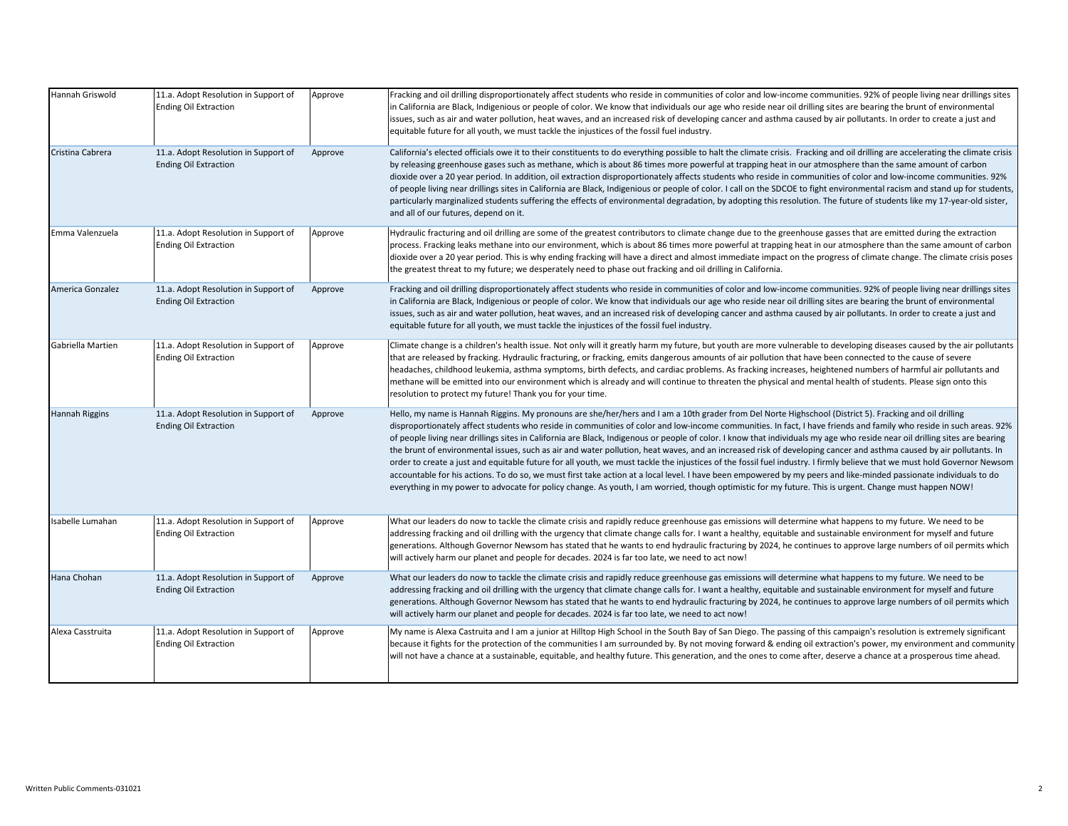| Hannah Griswold | 11.a. Adopt Resolution in Support of Ending Oil Extraction | Approve | Fracking and oil drilling disproportionately affect students who reside in communities of color and low-income communities. 92% of people living near drillings sites in California are Black, Indigenious or people of color. We know that individuals our age who reside near oil drilling sites are bearing the brunt of environmental issues, such as air and water pollution, heat waves, and an increased risk of developing cancer and asthma caused by air pollutants. In order to create a just and equitable future for all youth, we must tackle the injustices of the fossil fuel industry. |
|---|---|---|---|
| Cristina Cabrera | 11.a. Adopt Resolution in Support of Ending Oil Extraction | Approve | California's elected officials owe it to their constituents to do everything possible to halt the climate crisis. Fracking and oil drilling are accelerating the climate crisis by releasing greenhouse gases such as methane, which is about 86 times more powerful at trapping heat in our atmosphere than the same amount of carbon dioxide over a 20 year period. In addition, oil extraction disproportionately affects students who reside in communities of color and low-income communities. 92% of people living near drillings sites in California are Black, Indigenous or people of color. I call on the SDCOE to fight environmental racism and stand up for students, particularly marginalized students suffering the effects of environmental degradation, by adopting this resolution. The future of students like my 17-year-old sister, and all of our futures, depend on it. |
| Emma Valenzuela | 11.a. Adopt Resolution in Support of Ending Oil Extraction | Approve | Hydraulic fracturing and oil drilling are some of the greatest contributors to climate change due to the greenhouse gasses that are emitted during the extraction process. Fracking leaks methane into our environment, which is about 86 times more powerful at trapping heat in our atmosphere than the same amount of carbon dioxide over a 20 year period. This is why ending fracking will have a direct and almost immediate impact on the progress of climate change. The climate crisis poses the greatest threat to my future; we desperately need to phase out fracking and oil drilling in California. |
| America Gonzalez | 11.a. Adopt Resolution in Support of Ending Oil Extraction | Approve | Fracking and oil drilling disproportionately affect students who reside in communities of color and low-income communities. 92% of people living near drillings sites in California are Black, Indigenious or people of color. We know that individuals our age who reside near oil drilling sites are bearing the brunt of environmental issues, such as air and water pollution, heat waves, and an increased risk of developing cancer and asthma caused by air pollutants. In order to create a just and equitable future for all youth, we must tackle the injustices of the fossil fuel industry. |
| Gabriella Martien | 11.a. Adopt Resolution in Support of Ending Oil Extraction | Approve | Climate change is a children's health issue. Not only will it greatly harm my future, but youth are more vulnerable to developing diseases caused by the air pollutants that are released by fracking. Hydraulic fracturing, or fracking, emits dangerous amounts of air pollution that have been connected to the cause of severe headaches, childhood leukemia, asthma symptoms, birth defects, and cardiac problems. As fracking increases, heightened numbers of harmful air pollutants and methane will be emitted into our environment which is already and will continue to threaten the physical and mental health of students. Please sign onto this resolution to protect my future! Thank you for your time. |
| Hannah Riggins | 11.a. Adopt Resolution in Support of Ending Oil Extraction | Approve | Hello, my name is Hannah Riggins. My pronouns are she/her/hers and I am a 10th grader from Del Norte Highschool (District 5). Fracking and oil drilling disproportionately affect students who reside in communities of color and low-income communities. In fact, I have friends and family who reside in such areas. 92% of people living near drillings sites in California are Black, Indigenous or people of color. I know that individuals my age who reside near oil drilling sites are bearing the brunt of environmental issues, such as air and water pollution, heat waves, and an increased risk of developing cancer and asthma caused by air pollutants. In order to create a just and equitable future for all youth, we must tackle the injustices of the fossil fuel industry. I firmly believe that we must hold Governor Newsom accountable for his actions. To do so, we must first take action at a local level. I have been empowered by my peers and like-minded passionate individuals to do everything in my power to advocate for policy change. As youth, I am worried, though optimistic for my future. This is urgent. Change must happen NOW! |
| Isabelle Lumahan | 11.a. Adopt Resolution in Support of Ending Oil Extraction | Approve | What our leaders do now to tackle the climate crisis and rapidly reduce greenhouse gas emissions will determine what happens to my future. We need to be addressing fracking and oil drilling with the urgency that climate change calls for. I want a healthy, equitable and sustainable environment for myself and future generations. Although Governor Newsom has stated that he wants to end hydraulic fracturing by 2024, he continues to approve large numbers of oil permits which will actively harm our planet and people for decades. 2024 is far too late, we need to act now! |
| Hana Chohan | 11.a. Adopt Resolution in Support of Ending Oil Extraction | Approve | What our leaders do now to tackle the climate crisis and rapidly reduce greenhouse gas emissions will determine what happens to my future. We need to be addressing fracking and oil drilling with the urgency that climate change calls for. I want a healthy, equitable and sustainable environment for myself and future generations. Although Governor Newsom has stated that he wants to end hydraulic fracturing by 2024, he continues to approve large numbers of oil permits which will actively harm our planet and people for decades. 2024 is far too late, we need to act now! |
| Alexa Casstruita | 11.a. Adopt Resolution in Support of Ending Oil Extraction | Approve | My name is Alexa Castruita and I am a junior at Hilltop High School in the South Bay of San Diego. The passing of this campaign's resolution is extremely significant because it fights for the protection of the communities I am surrounded by. By not moving forward & ending oil extraction's power, my environment and community will not have a chance at a sustainable, equitable, and healthy future. This generation, and the ones to come after, deserve a chance at a prosperous time ahead. |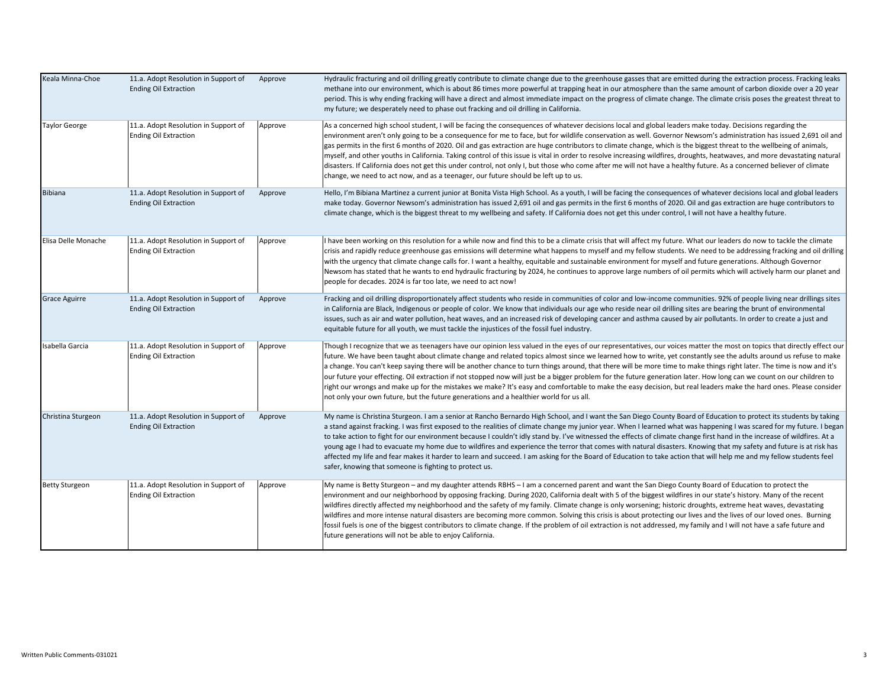| | | | |
|---|---|---|---|
| Keala Minna-Choe | 11.a. Adopt Resolution in Support of Ending Oil Extraction | Approve | Hydraulic fracturing and oil drilling greatly contribute to climate change due to the greenhouse gasses that are emitted during the extraction process. Fracking leaks methane into our environment, which is about 86 times more powerful at trapping heat in our atmosphere than the same amount of carbon dioxide over a 20 year period. This is why ending fracking will have a direct and almost immediate impact on the progress of climate change. The climate crisis poses the greatest threat to my future; we desperately need to phase out fracking and oil drilling in California. |
| Taylor George | 11.a. Adopt Resolution in Support of Ending Oil Extraction | Approve | As a concerned high school student, I will be facing the consequences of whatever decisions local and global leaders make today. Decisions regarding the environment aren't only going to be a consequence for me to face, but for wildlife conservation as well. Governor Newsom's administration has issued 2,691 oil and gas permits in the first 6 months of 2020. Oil and gas extraction are huge contributors to climate change, which is the biggest threat to the wellbeing of animals, myself, and other youths in California. Taking control of this issue is vital in order to resolve increasing wildfires, droughts, heatwaves, and more devastating natural disasters. If California does not get this under control, not only I, but those who come after me will not have a healthy future. As a concerned believer of climate change, we need to act now, and as a teenager, our future should be left up to us. |
| Bibiana | 11.a. Adopt Resolution in Support of Ending Oil Extraction | Approve | Hello, I'm Bibiana Martinez a current junior at Bonita Vista High School. As a youth, I will be facing the consequences of whatever decisions local and global leaders make today. Governor Newsom's administration has issued 2,691 oil and gas permits in the first 6 months of 2020. Oil and gas extraction are huge contributors to climate change, which is the biggest threat to my wellbeing and safety. If California does not get this under control, I will not have a healthy future. |
| Elisa Delle Monache | 11.a. Adopt Resolution in Support of Ending Oil Extraction | Approve | I have been working on this resolution for a while now and find this to be a climate crisis that will affect my future. What our leaders do now to tackle the climate crisis and rapidly reduce greenhouse gas emissions will determine what happens to myself and my fellow students. We need to be addressing fracking and oil drilling with the urgency that climate change calls for. I want a healthy, equitable and sustainable environment for myself and future generations. Although Governor Newsom has stated that he wants to end hydraulic fracturing by 2024, he continues to approve large numbers of oil permits which will actively harm our planet and people for decades. 2024 is far too late, we need to act now! |
| Grace Aguirre | 11.a. Adopt Resolution in Support of Ending Oil Extraction | Approve | Fracking and oil drilling disproportionately affect students who reside in communities of color and low-income communities. 92% of people living near drillings sites in California are Black, Indigenous or people of color. We know that individuals our age who reside near oil drilling sites are bearing the brunt of environmental issues, such as air and water pollution, heat waves, and an increased risk of developing cancer and asthma caused by air pollutants. In order to create a just and equitable future for all youth, we must tackle the injustices of the fossil fuel industry. |
| Isabella Garcia | 11.a. Adopt Resolution in Support of Ending Oil Extraction | Approve | Though I recognize that we as teenagers have our opinion less valued in the eyes of our representatives, our voices matter the most on topics that directly effect our future. We have been taught about climate change and related topics almost since we learned how to write, yet constantly see the adults around us refuse to make a change. You can't keep saying there will be another chance to turn things around, that there will be more time to make things right later. The time is now and it's our future your effecting. Oil extraction if not stopped now will just be a bigger problem for the future generation later. How long can we count on our children to right our wrongs and make up for the mistakes we make? It's easy and comfortable to make the easy decision, but real leaders make the hard ones. Please consider not only your own future, but the future generations and a healthier world for us all. |
| Christina Sturgeon | 11.a. Adopt Resolution in Support of Ending Oil Extraction | Approve | My name is Christina Sturgeon. I am a senior at Rancho Bernardo High School, and I want the San Diego County Board of Education to protect its students by taking a stand against fracking. I was first exposed to the realities of climate change my junior year. When I learned what was happening I was scared for my future. I began to take action to fight for our environment because I couldn't idly stand by. I've witnessed the effects of climate change first hand in the increase of wildfires. At a young age I had to evacuate my home due to wildfires and experience the terror that comes with natural disasters. Knowing that my safety and future is at risk has affected my life and fear makes it harder to learn and succeed. I am asking for the Board of Education to take action that will help me and my fellow students feel safer, knowing that someone is fighting to protect us. |
| Betty Sturgeon | 11.a. Adopt Resolution in Support of Ending Oil Extraction | Approve | My name is Betty Sturgeon – and my daughter attends RBHS – I am a concerned parent and want the San Diego County Board of Education to protect the environment and our neighborhood by opposing fracking. During 2020, California dealt with 5 of the biggest wildfires in our state's history. Many of the recent wildfires directly affected my neighborhood and the safety of my family. Climate change is only worsening; historic droughts, extreme heat waves, devastating wildfires and more intense natural disasters are becoming more common. Solving this crisis is about protecting our lives and the lives of our loved ones. Burning fossil fuels is one of the biggest contributors to climate change. If the problem of oil extraction is not addressed, my family and I will not have a safe future and future generations will not be able to enjoy California. |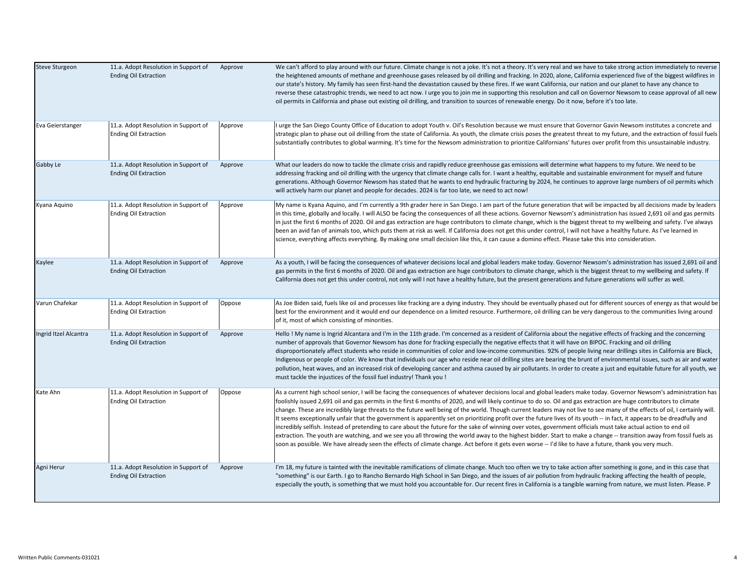| | | | |
|---|---|---|---|
| Steve Sturgeon | 11.a. Adopt Resolution in Support of Ending Oil Extraction | Approve | We can't afford to play around with our future. Climate change is not a joke. It's not a theory. It's very real and we have to take strong action immediately to reverse the heightened amounts of methane and greenhouse gases released by oil drilling and fracking. In 2020, alone, California experienced five of the biggest wildfires in our state's history. My family has seen first-hand the devastation caused by these fires. If we want California, our nation and our planet to have any chance to reverse these catastrophic trends, we need to act now. I urge you to join me in supporting this resolution and call on Governor Newsom to cease approval of all new oil permits in California and phase out existing oil drilling, and transition to sources of renewable energy. Do it now, before it's too late. |
| Eva Geierstanger | 11.a. Adopt Resolution in Support of Ending Oil Extraction | Approve | I urge the San Diego County Office of Education to adopt Youth v. Oil's Resolution because we must ensure that Governor Gavin Newsom institutes a concrete and strategic plan to phase out oil drilling from the state of California. As youth, the climate crisis poses the greatest threat to my future, and the extraction of fossil fuels substantially contributes to global warming. It's time for the Newsom administration to prioritize Californians' futures over profit from this unsustainable industry. |
| Gabby Le | 11.a. Adopt Resolution in Support of Ending Oil Extraction | Approve | What our leaders do now to tackle the climate crisis and rapidly reduce greenhouse gas emissions will determine what happens to my future. We need to be addressing fracking and oil drilling with the urgency that climate change calls for. I want a healthy, equitable and sustainable environment for myself and future generations. Although Governor Newsom has stated that he wants to end hydraulic fracturing by 2024, he continues to approve large numbers of oil permits which will actively harm our planet and people for decades. 2024 is far too late, we need to act now! |
| Kyana Aquino | 11.a. Adopt Resolution in Support of Ending Oil Extraction | Approve | My name is Kyana Aquino, and I'm currently a 9th grader here in San Diego. I am part of the future generation that will be impacted by all decisions made by leaders in this time, globally and locally. I will ALSO be facing the consequences of all these actions. Governor Newsom's administration has issued 2,691 oil and gas permits in just the first 6 months of 2020. Oil and gas extraction are huge contributors to climate change, which is the biggest threat to my wellbeing and safety. I've always been an avid fan of animals too, which puts them at risk as well. If California does not get this under control, I will not have a healthy future. As I've learned in science, everything affects everything. By making one small decision like this, it can cause a domino effect. Please take this into consideration. |
| Kaylee | 11.a. Adopt Resolution in Support of Ending Oil Extraction | Approve | As a youth, I will be facing the consequences of whatever decisions local and global leaders make today. Governor Newsom's administration has issued 2,691 oil and gas permits in the first 6 months of 2020. Oil and gas extraction are huge contributors to climate change, which is the biggest threat to my wellbeing and safety. If California does not get this under control, not only will I not have a healthy future, but the present generations and future generations will suffer as well. |
| Varun Chafekar | 11.a. Adopt Resolution in Support of Ending Oil Extraction | Oppose | As Joe Biden said, fuels like oil and processes like fracking are a dying industry. They should be eventually phased out for different sources of energy as that would be best for the environment and it would end our dependence on a limited resource. Furthermore, oil drilling can be very dangerous to the communities living around of it, most of which consisting of minorities. |
| Ingrid Itzel Alcantra | 11.a. Adopt Resolution in Support of Ending Oil Extraction | Approve | Hello ! My name is Ingrid Alcantara and I'm in the 11th grade. I'm concerned as a resident of California about the negative effects of fracking and the concerning number of approvals that Governor Newsom has done for fracking especially the negative effects that it will have on BIPOC. Fracking and oil drilling disproportionately affect students who reside in communities of color and low-income communities. 92% of people living near drillings sites in California are Black, Indigenous or people of color. We know that individuals our age who reside near oil drilling sites are bearing the brunt of environmental issues, such as air and water pollution, heat waves, and an increased risk of developing cancer and asthma caused by air pollutants. In order to create a just and equitable future for all youth, we must tackle the injustices of the fossil fuel industry! Thank you ! |
| Kate Ahn | 11.a. Adopt Resolution in Support of Ending Oil Extraction | Oppose | As a current high school senior, I will be facing the consequences of whatever decisions local and global leaders make today. Governor Newsom's administration has foolishly issued 2,691 oil and gas permits in the first 6 months of 2020, and will likely continue to do so. Oil and gas extraction are huge contributors to climate change. These are incredibly large threats to the future well being of the world. Though current leaders may not live to see many of the effects of oil, I certainly will. It seems exceptionally unfair that the government is apparently set on prioritizing profit over the future lives of its youth -- in fact, it appears to be dreadfully and incredibly selfish. Instead of pretending to care about the future for the sake of winning over votes, government officials must take actual action to end oil extraction. The youth are watching, and we see you all throwing the world away to the highest bidder. Start to make a change -- transition away from fossil fuels as soon as possible. We have already seen the effects of climate change. Act before it gets even worse -- I'd like to have a future, thank you very much. |
| Agni Herur | 11.a. Adopt Resolution in Support of Ending Oil Extraction | Approve | I'm 18, my future is tainted with the inevitable ramifications of climate change. Much too often we try to take action after something is gone, and in this case that "something" is our Earth. I go to Rancho Bernardo High School in San Diego, and the issues of air pollution from hydraulic fracking affecting the health of people, especially the youth, is something that we must hold you accountable for. Our recent fires in California is a tangible warning from nature, we must listen. Please. P |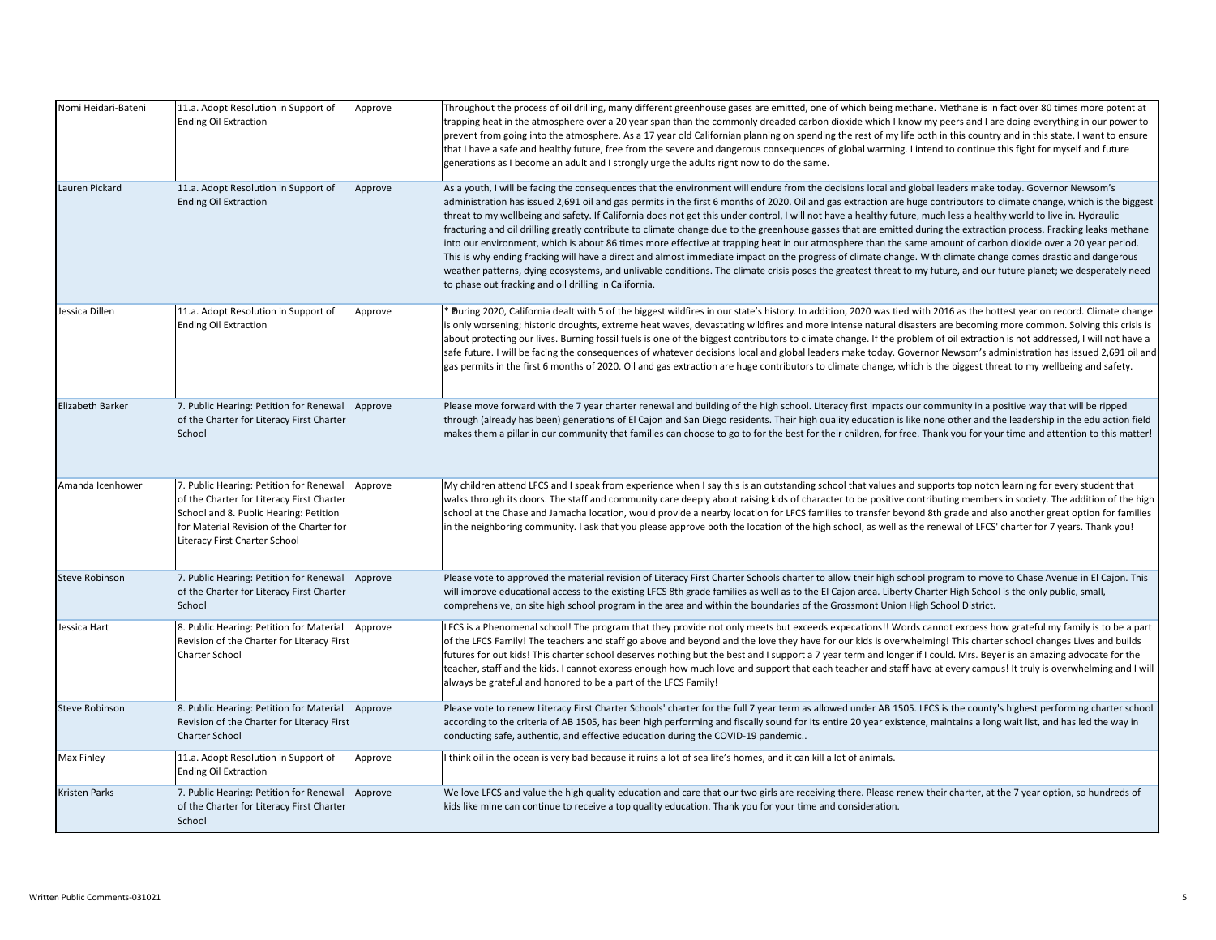| | | | |
|---|---|---|---|
| Nomi Heidari-Bateni | 11.a. Adopt Resolution in Support of Ending Oil Extraction | Approve | Throughout the process of oil drilling, many different greenhouse gases are emitted, one of which being methane. Methane is in fact over 80 times more potent at trapping heat in the atmosphere over a 20 year span than the commonly dreaded carbon dioxide which I know my peers and I are doing everything in our power to prevent from going into the atmosphere. As a 17 year old Californian planning on spending the rest of my life both in this country and in this state, I want to ensure that I have a safe and healthy future, free from the severe and dangerous consequences of global warming. I intend to continue this fight for myself and future generations as I become an adult and I strongly urge the adults right now to do the same. |
| Lauren Pickard | 11.a. Adopt Resolution in Support of Ending Oil Extraction | Approve | As a youth, I will be facing the consequences that the environment will endure from the decisions local and global leaders make today. Governor Newsom's administration has issued 2,691 oil and gas permits in the first 6 months of 2020. Oil and gas extraction are huge contributors to climate change, which is the biggest threat to my wellbeing and safety. If California does not get this under control, I will not have a healthy future, much less a healthy world to live in. Hydraulic fracturing and oil drilling greatly contribute to climate change due to the greenhouse gasses that are emitted during the extraction process. Fracking leaks methane into our environment, which is about 86 times more effective at trapping heat in our atmosphere than the same amount of carbon dioxide over a 20 year period. This is why ending fracking will have a direct and almost immediate impact on the progress of climate change. With climate change comes drastic and dangerous weather patterns, dying ecosystems, and unlivable conditions. The climate crisis poses the greatest threat to my future, and our future planet; we desperately need to phase out fracking and oil drilling in California. |
| Jessica Dillen | 11.a. Adopt Resolution in Support of Ending Oil Extraction | Approve | * During 2020, California dealt with 5 of the biggest wildfires in our state's history. In addition, 2020 was tied with 2016 as the hottest year on record. Climate change is only worsening; historic droughts, extreme heat waves, devastating wildfires and more intense natural disasters are becoming more common. Solving this crisis is about protecting our lives. Burning fossil fuels is one of the biggest contributors to climate change. If the problem of oil extraction is not addressed, I will not have a safe future. I will be facing the consequences of whatever decisions local and global leaders make today. Governor Newsom's administration has issued 2,691 oil and gas permits in the first 6 months of 2020. Oil and gas extraction are huge contributors to climate change, which is the biggest threat to my wellbeing and safety. |
| Elizabeth Barker | 7. Public Hearing: Petition for Renewal of the Charter for Literacy First Charter School | Approve | Please move forward with the 7 year charter renewal and building of the high school. Literacy first impacts our community in a positive way that will be ripped through (already has been) generations of El Cajon and San Diego residents. Their high quality education is like none other and the leadership in the edu action field makes them a pillar in our community that families can choose to go to for the best for their children, for free. Thank you for your time and attention to this matter! |
| Amanda Icenhower | 7. Public Hearing: Petition for Renewal of the Charter for Literacy First Charter School and 8. Public Hearing: Petition for Material Revision of the Charter for Literacy First Charter School | Approve | My children attend LFCS and I speak from experience when I say this is an outstanding school that values and supports top notch learning for every student that walks through its doors. The staff and community care deeply about raising kids of character to be positive contributing members in society. The addition of the high school at the Chase and Jamacha location, would provide a nearby location for LFCS families to transfer beyond 8th grade and also another great option for families in the neighboring community. I ask that you please approve both the location of the high school, as well as the renewal of LFCS' charter for 7 years. Thank you! |
| Steve Robinson | 7. Public Hearing: Petition for Renewal of the Charter for Literacy First Charter School | Approve | Please vote to approved the material revision of Literacy First Charter Schools charter to allow their high school program to move to Chase Avenue in El Cajon. This will improve educational access to the existing LFCS 8th grade families as well as to the El Cajon area. Liberty Charter High School is the only public, small, comprehensive, on site high school program in the area and within the boundaries of the Grossmont Union High School District. |
| Jessica Hart | 8. Public Hearing: Petition for Material Revision of the Charter for Literacy First Charter School | Approve | LFCS is a Phenomenal school! The program that they provide not only meets but exceeds expecations!! Words cannot exrpess how grateful my family is to be a part of the LFCS Family! The teachers and staff go above and beyond and the love they have for our kids is overwhelming! This charter school changes Lives and builds futures for out kids! This charter school deserves nothing but the best and I support a 7 year term and longer if I could. Mrs. Beyer is an amazing advocate for the teacher, staff and the kids. I cannot express enough how much love and support that each teacher and staff have at every campus! It truly is overwhelming and I will always be grateful and honored to be a part of the LFCS Family! |
| Steve Robinson | 8. Public Hearing: Petition for Material Revision of the Charter for Literacy First Charter School | Approve | Please vote to renew Literacy First Charter Schools' charter for the full 7 year term as allowed under AB 1505. LFCS is the county's highest performing charter school according to the criteria of AB 1505, has been high performing and fiscally sound for its entire 20 year existence, maintains a long wait list, and has led the way in conducting safe, authentic, and effective education during the COVID-19 pandemic.. |
| Max Finley | 11.a. Adopt Resolution in Support of Ending Oil Extraction | Approve | I think oil in the ocean is very bad because it ruins a lot of sea life's homes, and it can kill a lot of animals. |
| Kristen Parks | 7. Public Hearing: Petition for Renewal of the Charter for Literacy First Charter School | Approve | We love LFCS and value the high quality education and care that our two girls are receiving there. Please renew their charter, at the 7 year option, so hundreds of kids like mine can continue to receive a top quality education. Thank you for your time and consideration. |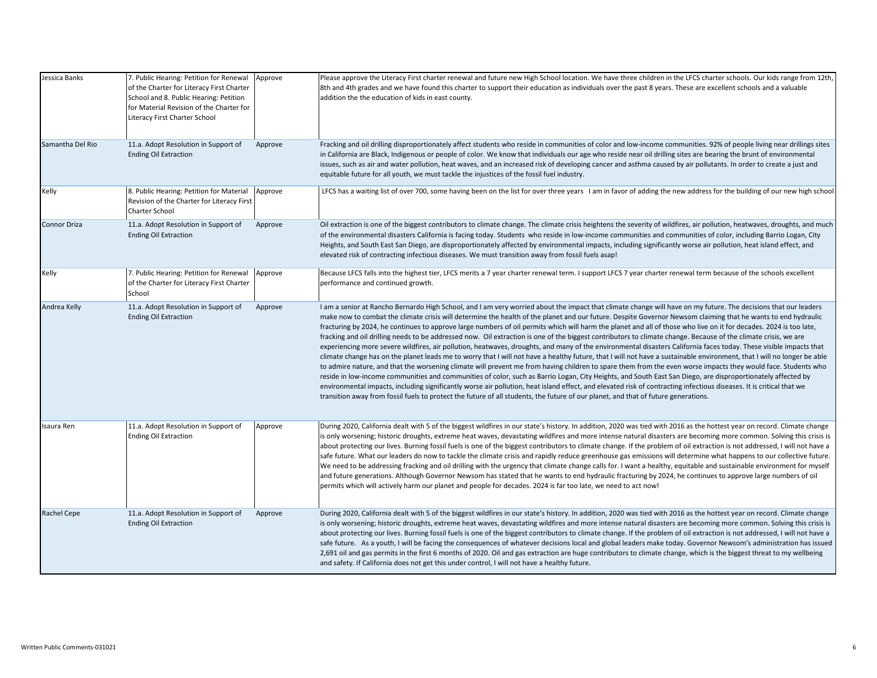| | | | |
|---|---|---|---|
| Jessica Banks | 7. Public Hearing: Petition for Renewal of the Charter for Literacy First Charter School and 8. Public Hearing: Petition for Material Revision of the Charter for Literacy First Charter School | Approve | Please approve the Literacy First charter renewal and future new High School location. We have three children in the LFCS charter schools. Our kids range from 12th, 8th and 4th grades and we have found this charter to support their education as individuals over the past 8 years. These are excellent schools and a valuable addition the the education of kids in east county. |
| Samantha Del Rio | 11.a. Adopt Resolution in Support of Ending Oil Extraction | Approve | Fracking and oil drilling disproportionately affect students who reside in communities of color and low-income communities. 92% of people living near drillings sites in California are Black, Indigenous or people of color. We know that individuals our age who reside near oil drilling sites are bearing the brunt of environmental issues, such as air and water pollution, heat waves, and an increased risk of developing cancer and asthma caused by air pollutants. In order to create a just and equitable future for all youth, we must tackle the injustices of the fossil fuel industry. |
| Kelly | 8. Public Hearing: Petition for Material Revision of the Charter for Literacy First Charter School | Approve | LFCS has a waiting list of over 700, some having been on the list for over three years I am in favor of adding the new address for the building of our new high school |
| Connor Driza | 11.a. Adopt Resolution in Support of Ending Oil Extraction | Approve | Oil extraction is one of the biggest contributors to climate change. The climate crisis heightens the severity of wildfires, air pollution, heatwaves, droughts, and much of the environmental disasters California is facing today. Students who reside in low-income communities and communities of color, including Barrio Logan, City Heights, and South East San Diego, are disproportionately affected by environmental impacts, including significantly worse air pollution, heat island effect, and elevated risk of contracting infectious diseases. We must transition away from fossil fuels asap! |
| Kelly | 7. Public Hearing: Petition for Renewal of the Charter for Literacy First Charter School | Approve | Because LFCS falls into the highest tier, LFCS merits a 7 year charter renewal term. I support LFCS 7 year charter renewal term because of the schools excellent performance and continued growth. |
| Andrea Kelly | 11.a. Adopt Resolution in Support of Ending Oil Extraction | Approve | I am a senior at Rancho Bernardo High School, and I am very worried about the impact that climate change will have on my future. The decisions that our leaders make now to combat the climate crisis will determine the health of the planet and our future. Despite Governor Newsom claiming that he wants to end hydraulic fracturing by 2024, he continues to approve large numbers of oil permits which will harm the planet and all of those who live on it for decades. 2024 is too late, fracking and oil drilling needs to be addressed now. Oil extraction is one of the biggest contributors to climate change. Because of the climate crisis, we are experiencing more severe wildfires, air pollution, heatwaves, droughts, and many of the environmental disasters California faces today. These visible impacts that climate change has on the planet leads me to worry that I will not have a healthy future, that I will not have a sustainable environment, that I will no longer be able to admire nature, and that the worsening climate will prevent me from having children to spare them from the even worse impacts they would face. Students who reside in low-income communities and communities of color, such as Barrio Logan, City Heights, and South East San Diego, are disproportionately affected by environmental impacts, including significantly worse air pollution, heat island effect, and elevated risk of contracting infectious diseases. It is critical that we transition away from fossil fuels to protect the future of all students, the future of our planet, and that of future generations. |
| Isaura Ren | 11.a. Adopt Resolution in Support of Ending Oil Extraction | Approve | During 2020, California dealt with 5 of the biggest wildfires in our state's history. In addition, 2020 was tied with 2016 as the hottest year on record. Climate change is only worsening; historic droughts, extreme heat waves, devastating wildfires and more intense natural disasters are becoming more common. Solving this crisis is about protecting our lives. Burning fossil fuels is one of the biggest contributors to climate change. If the problem of oil extraction is not addressed, I will not have a safe future. What our leaders do now to tackle the climate crisis and rapidly reduce greenhouse gas emissions will determine what happens to our collective future. We need to be addressing fracking and oil drilling with the urgency that climate change calls for. I want a healthy, equitable and sustainable environment for myself and future generations. Although Governor Newsom has stated that he wants to end hydraulic fracturing by 2024, he continues to approve large numbers of oil permits which will actively harm our planet and people for decades. 2024 is far too late, we need to act now! |
| Rachel Cepe | 11.a. Adopt Resolution in Support of Ending Oil Extraction | Approve | During 2020, California dealt with 5 of the biggest wildfires in our state's history. In addition, 2020 was tied with 2016 as the hottest year on record. Climate change is only worsening; historic droughts, extreme heat waves, devastating wildfires and more intense natural disasters are becoming more common. Solving this crisis is about protecting our lives. Burning fossil fuels is one of the biggest contributors to climate change. If the problem of oil extraction is not addressed, I will not have a safe future. As a youth, I will be facing the consequences of whatever decisions local and global leaders make today. Governor Newsom's administration has issued 2,691 oil and gas permits in the first 6 months of 2020. Oil and gas extraction are huge contributors to climate change, which is the biggest threat to my wellbeing and safety. If California does not get this under control, I will not have a healthy future. |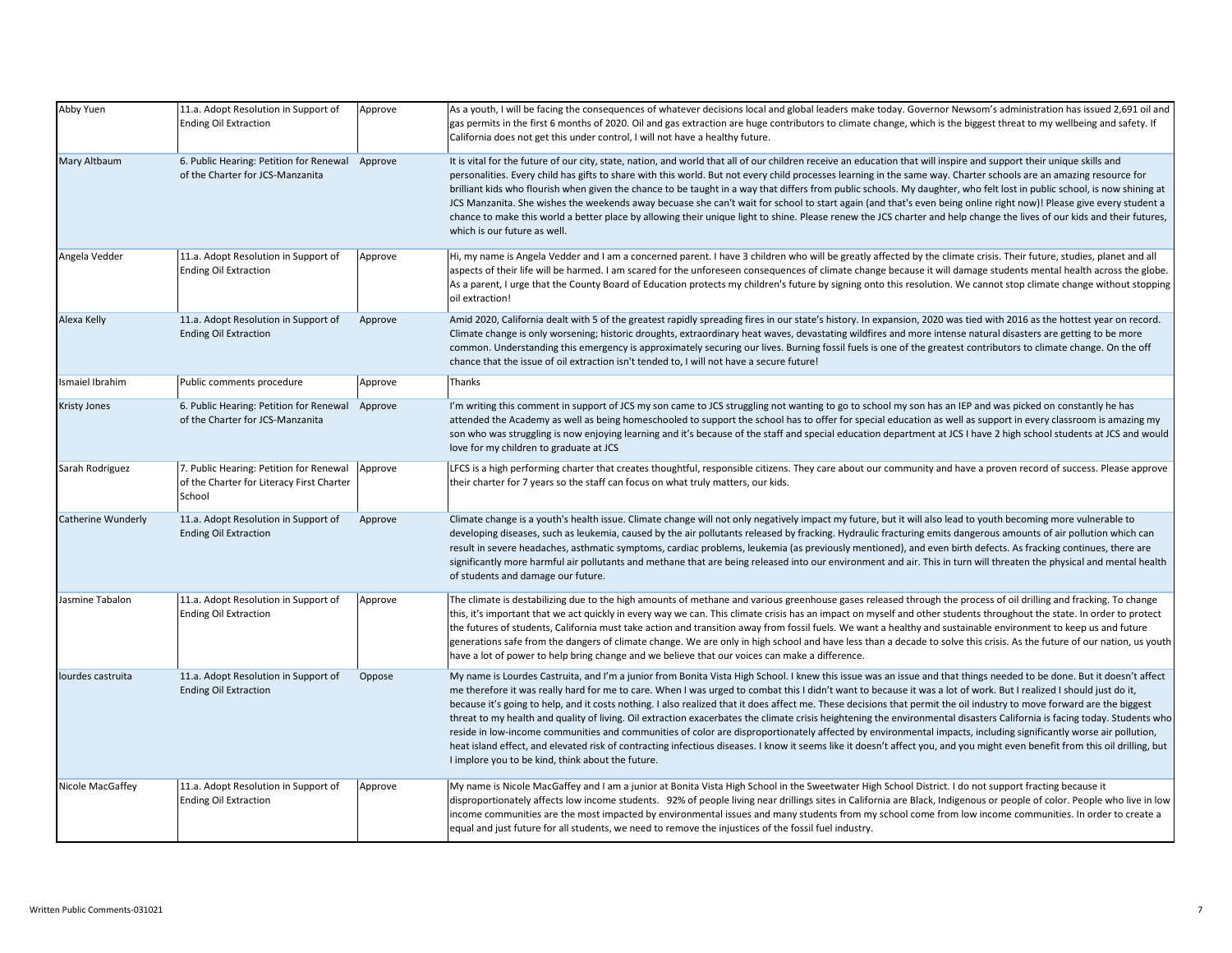| | | | |
|---|---|---|---|
| Abby Yuen | 11.a. Adopt Resolution in Support of Ending Oil Extraction | Approve | As a youth, I will be facing the consequences of whatever decisions local and global leaders make today. Governor Newsom's administration has issued 2,691 oil and gas permits in the first 6 months of 2020. Oil and gas extraction are huge contributors to climate change, which is the biggest threat to my wellbeing and safety. If California does not get this under control, I will not have a healthy future. |
| Mary Altbaum | 6. Public Hearing: Petition for Renewal of the Charter for JCS-Manzanita | Approve | It is vital for the future of our city, state, nation, and world that all of our children receive an education that will inspire and support their unique skills and personalities. Every child has gifts to share with this world. But not every child processes learning in the same way. Charter schools are an amazing resource for brilliant kids who flourish when given the chance to be taught in a way that differs from public schools. My daughter, who felt lost in public school, is now shining at JCS Manzanita. She wishes the weekends away becuase she can't wait for school to start again (and that's even being online right now)! Please give every student a chance to make this world a better place by allowing their unique light to shine. Please renew the JCS charter and help change the lives of our kids and their futures, which is our future as well. |
| Angela Vedder | 11.a. Adopt Resolution in Support of Ending Oil Extraction | Approve | Hi, my name is Angela Vedder and I am a concerned parent. I have 3 children who will be greatly affected by the climate crisis. Their future, studies, planet and all aspects of their life will be harmed. I am scared for the unforeseen consequences of climate change because it will damage students mental health across the globe. As a parent, I urge that the County Board of Education protects my children's future by signing onto this resolution. We cannot stop climate change without stopping oil extraction! |
| Alexa Kelly | 11.a. Adopt Resolution in Support of Ending Oil Extraction | Approve | Amid 2020, California dealt with 5 of the greatest rapidly spreading fires in our state's history. In expansion, 2020 was tied with 2016 as the hottest year on record. Climate change is only worsening; historic droughts, extraordinary heat waves, devastating wildfires and more intense natural disasters are getting to be more common. Understanding this emergency is approximately securing our lives. Burning fossil fuels is one of the greatest contributors to climate change. On the off chance that the issue of oil extraction isn't tended to, I will not have a secure future! |
| Ismaiel Ibrahim | Public comments procedure | Approve | Thanks |
| Kristy Jones | 6. Public Hearing: Petition for Renewal of the Charter for JCS-Manzanita | Approve | I'm writing this comment in support of JCS my son came to JCS struggling not wanting to go to school my son has an IEP and was picked on constantly he has attended the Academy as well as being homeschooled to support the school has to offer for special education as well as support in every classroom is amazing my son who was struggling is now enjoying learning and it's because of the staff and special education department at JCS I have 2 high school students at JCS and would love for my children to graduate at JCS |
| Sarah Rodriguez | 7. Public Hearing: Petition for Renewal of the Charter for Literacy First Charter School | Approve | LFCS is a high performing charter that creates thoughtful, responsible citizens. They care about our community and have a proven record of success. Please approve their charter for 7 years so the staff can focus on what truly matters, our kids. |
| Catherine Wunderly | 11.a. Adopt Resolution in Support of Ending Oil Extraction | Approve | Climate change is a youth's health issue. Climate change will not only negatively impact my future, but it will also lead to youth becoming more vulnerable to developing diseases, such as leukemia, caused by the air pollutants released by fracking. Hydraulic fracturing emits dangerous amounts of air pollution which can result in severe headaches, asthmatic symptoms, cardiac problems, leukemia (as previously mentioned), and even birth defects. As fracking continues, there are significantly more harmful air pollutants and methane that are being released into our environment and air. This in turn will threaten the physical and mental health of students and damage our future. |
| Jasmine Tabalon | 11.a. Adopt Resolution in Support of Ending Oil Extraction | Approve | The climate is destabilizing due to the high amounts of methane and various greenhouse gases released through the process of oil drilling and fracking. To change this, it's important that we act quickly in every way we can. This climate crisis has an impact on myself and other students throughout the state. In order to protect the futures of students, California must take action and transition away from fossil fuels. We want a healthy and sustainable environment to keep us and future generations safe from the dangers of climate change. We are only in high school and have less than a decade to solve this crisis. As the future of our nation, us youth have a lot of power to help bring change and we believe that our voices can make a difference. |
| lourdes castruita | 11.a. Adopt Resolution in Support of Ending Oil Extraction | Oppose | My name is Lourdes Castruita, and I'm a junior from Bonita Vista High School. I knew this issue was an issue and that things needed to be done. But it doesn't affect me therefore it was really hard for me to care. When I was urged to combat this I didn't want to because it was a lot of work. But I realized I should just do it, because it's going to help, and it costs nothing. I also realized that it does affect me. These decisions that permit the oil industry to move forward are the biggest threat to my health and quality of living. Oil extraction exacerbates the climate crisis heightening the environmental disasters California is facing today. Students who reside in low-income communities and communities of color are disproportionately affected by environmental impacts, including significantly worse air pollution, heat island effect, and elevated risk of contracting infectious diseases. I know it seems like it doesn't affect you, and you might even benefit from this oil drilling, but I implore you to be kind, think about the future. |
| Nicole MacGaffey | 11.a. Adopt Resolution in Support of Ending Oil Extraction | Approve | My name is Nicole MacGaffey and I am a junior at Bonita Vista High School in the Sweetwater High School District. I do not support fracting because it disproportionately affects low income students.  92% of people living near drillings sites in California are Black, Indigenous or people of color. People who live in low income communities are the most impacted by environmental issues and many students from my school come from low income communities. In order to create a equal and just future for all students, we need to remove the injustices of the fossil fuel industry. |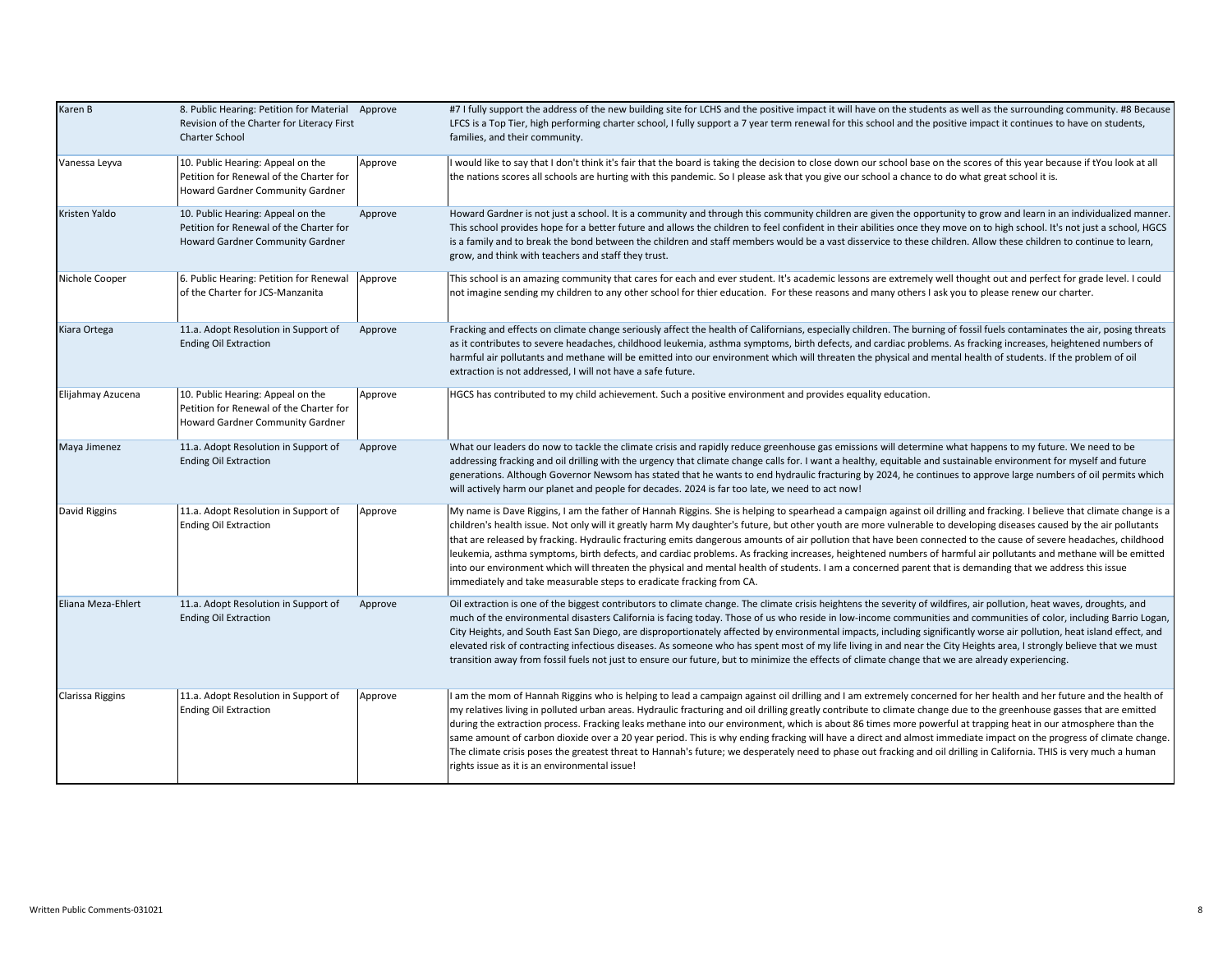| | | | |
|---|---|---|---|
| Karen B | 8. Public Hearing: Petition for Material Revision of the Charter for Literacy First Charter School | Approve | #7 I fully support the address of the new building site for LCHS and the positive impact it will have on the students as well as the surrounding community. #8 Because LFCS is a Top Tier, high performing charter school, I fully support a 7 year term renewal for this school and the positive impact it continues to have on students, families, and their community. |
| Vanessa Leyva | 10. Public Hearing: Appeal on the Petition for Renewal of the Charter for Howard Gardner Community Gardner | Approve | I would like to say that I don't think it's fair that the board is taking the decision to close down our school base on the scores of this year because if tYou look at all the nations scores all schools are hurting with this pandemic. So I please ask that you give our school a chance to do what great school it is. |
| Kristen Yaldo | 10. Public Hearing: Appeal on the Petition for Renewal of the Charter for Howard Gardner Community Gardner | Approve | Howard Gardner is not just a school. It is a community and through this community children are given the opportunity to grow and learn in an individualized manner. This school provides hope for a better future and allows the children to feel confident in their abilities once they move on to high school. It's not just a school, HGCS is a family and to break the bond between the children and staff members would be a vast disservice to these children. Allow these children to continue to learn, grow, and think with teachers and staff they trust. |
| Nichole Cooper | 6. Public Hearing: Petition for Renewal of the Charter for JCS-Manzanita | Approve | This school is an amazing community that cares for each and ever student. It's academic lessons are extremely well thought out and perfect for grade level. I could not imagine sending my children to any other school for thier education. For these reasons and many others I ask you to please renew our charter. |
| Kiara Ortega | 11.a. Adopt Resolution in Support of Ending Oil Extraction | Approve | Fracking and effects on climate change seriously affect the health of Californians, especially children. The burning of fossil fuels contaminates the air, posing threats as it contributes to severe headaches, childhood leukemia, asthma symptoms, birth defects, and cardiac problems. As fracking increases, heightened numbers of harmful air pollutants and methane will be emitted into our environment which will threaten the physical and mental health of students. If the problem of oil extraction is not addressed, I will not have a safe future. |
| Elijahmay Azucena | 10. Public Hearing: Appeal on the Petition for Renewal of the Charter for Howard Gardner Community Gardner | Approve | HGCS has contributed to my child achievement. Such a positive environment and provides equality education. |
| Maya Jimenez | 11.a. Adopt Resolution in Support of Ending Oil Extraction | Approve | What our leaders do now to tackle the climate crisis and rapidly reduce greenhouse gas emissions will determine what happens to my future. We need to be addressing fracking and oil drilling with the urgency that climate change calls for. I want a healthy, equitable and sustainable environment for myself and future generations. Although Governor Newsom has stated that he wants to end hydraulic fracturing by 2024, he continues to approve large numbers of oil permits which will actively harm our planet and people for decades. 2024 is far too late, we need to act now! |
| David Riggins | 11.a. Adopt Resolution in Support of Ending Oil Extraction | Approve | My name is Dave Riggins, I am the father of Hannah Riggins. She is helping to spearhead a campaign against oil drilling and fracking. I believe that climate change is a children's health issue. Not only will it greatly harm My daughter's future, but other youth are more vulnerable to developing diseases caused by the air pollutants that are released by fracking. Hydraulic fracturing emits dangerous amounts of air pollution that have been connected to the cause of severe headaches, childhood leukemia, asthma symptoms, birth defects, and cardiac problems. As fracking increases, heightened numbers of harmful air pollutants and methane will be emitted into our environment which will threaten the physical and mental health of students. I am a concerned parent that is demanding that we address this issue immediately and take measurable steps to eradicate fracking from CA. |
| Eliana Meza-Ehlert | 11.a. Adopt Resolution in Support of Ending Oil Extraction | Approve | Oil extraction is one of the biggest contributors to climate change. The climate crisis heightens the severity of wildfires, air pollution, heat waves, droughts, and much of the environmental disasters California is facing today. Those of us who reside in low-income communities and communities of color, including Barrio Logan, City Heights, and South East San Diego, are disproportionately affected by environmental impacts, including significantly worse air pollution, heat island effect, and elevated risk of contracting infectious diseases. As someone who has spent most of my life living in and near the City Heights area, I strongly believe that we must transition away from fossil fuels not just to ensure our future, but to minimize the effects of climate change that we are already experiencing. |
| Clarissa Riggins | 11.a. Adopt Resolution in Support of Ending Oil Extraction | Approve | I am the mom of Hannah Riggins who is helping to lead a campaign against oil drilling and I am extremely concerned for her health and her future and the health of my relatives living in polluted urban areas. Hydraulic fracturing and oil drilling greatly contribute to climate change due to the greenhouse gasses that are emitted during the extraction process. Fracking leaks methane into our environment, which is about 86 times more powerful at trapping heat in our atmosphere than the same amount of carbon dioxide over a 20 year period. This is why ending fracking will have a direct and almost immediate impact on the progress of climate change. The climate crisis poses the greatest threat to Hannah's future; we desperately need to phase out fracking and oil drilling in California. THIS is very much a human rights issue as it is an environmental issue! |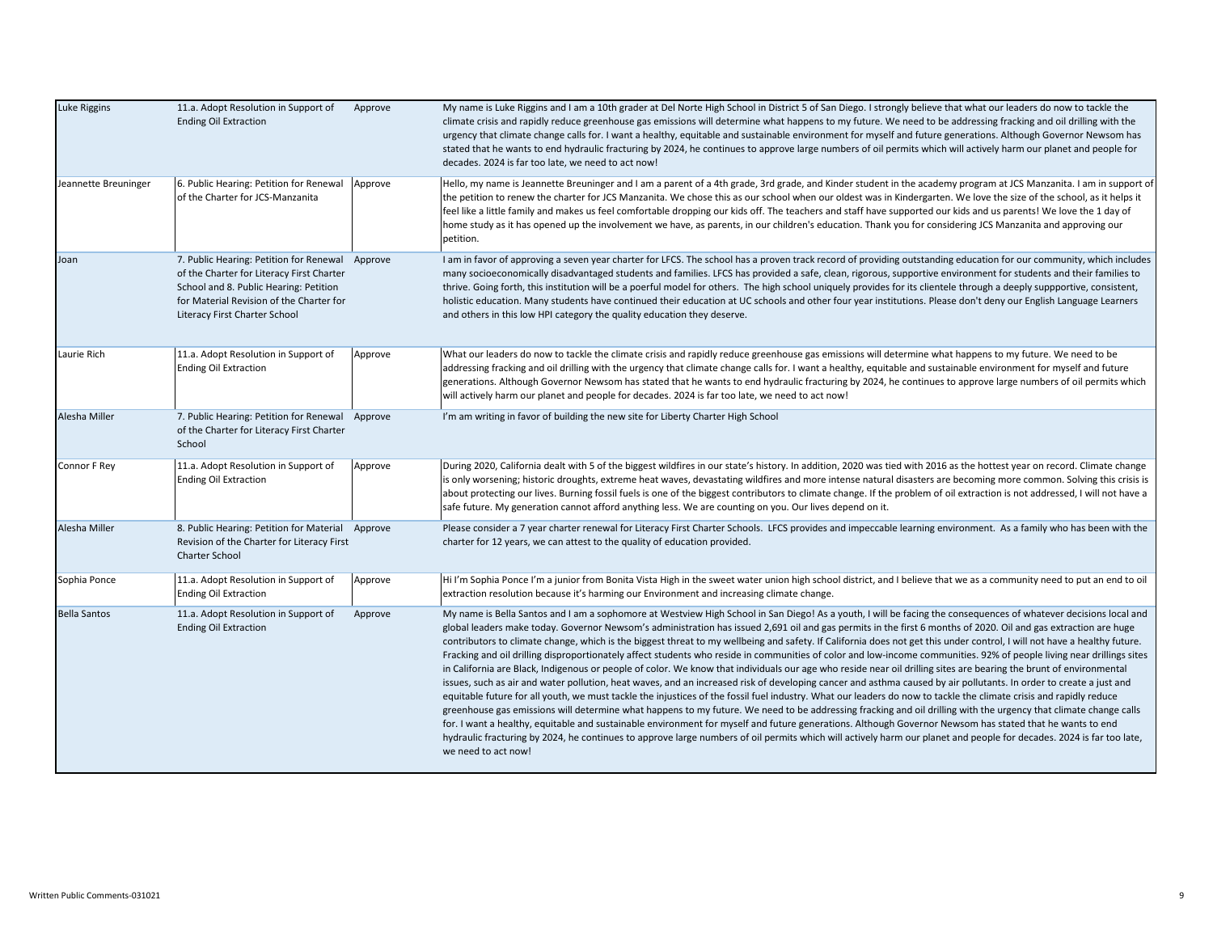| | | | |
|---|---|---|---|
| Luke Riggins | 11.a. Adopt Resolution in Support of Ending Oil Extraction | Approve | My name is Luke Riggins and I am a 10th grader at Del Norte High School in District 5 of San Diego. I strongly believe that what our leaders do now to tackle the climate crisis and rapidly reduce greenhouse gas emissions will determine what happens to my future. We need to be addressing fracking and oil drilling with the urgency that climate change calls for. I want a healthy, equitable and sustainable environment for myself and future generations. Although Governor Newsom has stated that he wants to end hydraulic fracturing by 2024, he continues to approve large numbers of oil permits which will actively harm our planet and people for decades. 2024 is far too late, we need to act now! |
| Jeannette Breuninger | 6. Public Hearing: Petition for Renewal of the Charter for JCS-Manzanita | Approve | Hello, my name is Jeannette Breuninger and I am a parent of a 4th grade, 3rd grade, and Kinder student in the academy program at JCS Manzanita. I am in support of the petition to renew the charter for JCS Manzanita. We chose this as our school when our oldest was in Kindergarten. We love the size of the school, as it helps it feel like a little family and makes us feel comfortable dropping our kids off. The teachers and staff have supported our kids and us parents! We love the 1 day of home study as it has opened up the involvement we have, as parents, in our children's education. Thank you for considering JCS Manzanita and approving our petition. |
| Joan | 7. Public Hearing: Petition for Renewal of the Charter for Literacy First Charter School and 8. Public Hearing: Petition for Material Revision of the Charter for Literacy First Charter School | Approve | I am in favor of approving a seven year charter for LFCS. The school has a proven track record of providing outstanding education for our community, which includes many socioeconomically disadvantaged students and families. LFCS has provided a safe, clean, rigorous, supportive environment for students and their families to thrive. Going forth, this institution will be a poerful model for others. The high school uniquely provides for its clientele through a deeply suppportive, consistent, holistic education. Many students have continued their education at UC schools and other four year institutions. Please don't deny our English Language Learners and others in this low HPI category the quality education they deserve. |
| Laurie Rich | 11.a. Adopt Resolution in Support of Ending Oil Extraction | Approve | What our leaders do now to tackle the climate crisis and rapidly reduce greenhouse gas emissions will determine what happens to my future. We need to be addressing fracking and oil drilling with the urgency that climate change calls for. I want a healthy, equitable and sustainable environment for myself and future generations. Although Governor Newsom has stated that he wants to end hydraulic fracturing by 2024, he continues to approve large numbers of oil permits which will actively harm our planet and people for decades. 2024 is far too late, we need to act now! |
| Alesha Miller | 7. Public Hearing: Petition for Renewal of the Charter for Literacy First Charter School | Approve | I'm am writing in favor of building the new site for Liberty Charter High School |
| Connor F Rey | 11.a. Adopt Resolution in Support of Ending Oil Extraction | Approve | During 2020, California dealt with 5 of the biggest wildfires in our state's history. In addition, 2020 was tied with 2016 as the hottest year on record. Climate change is only worsening; historic droughts, extreme heat waves, devastating wildfires and more intense natural disasters are becoming more common. Solving this crisis is about protecting our lives. Burning fossil fuels is one of the biggest contributors to climate change. If the problem of oil extraction is not addressed, I will not have a safe future. My generation cannot afford anything less. We are counting on you. Our lives depend on it. |
| Alesha Miller | 8. Public Hearing: Petition for Material Revision of the Charter for Literacy First Charter School | Approve | Please consider a 7 year charter renewal for Literacy First Charter Schools. LFCS provides and impeccable learning environment. As a family who has been with the charter for 12 years, we can attest to the quality of education provided. |
| Sophia Ponce | 11.a. Adopt Resolution in Support of Ending Oil Extraction | Approve | Hi I'm Sophia Ponce I'm a junior from Bonita Vista High in the sweet water union high school district, and I believe that we as a community need to put an end to oil extraction resolution because it's harming our Environment and increasing climate change. |
| Bella Santos | 11.a. Adopt Resolution in Support of Ending Oil Extraction | Approve | My name is Bella Santos and I am a sophomore at Westview High School in San Diego! As a youth, I will be facing the consequences of whatever decisions local and global leaders make today. Governor Newsom's administration has issued 2,691 oil and gas permits in the first 6 months of 2020. Oil and gas extraction are huge contributors to climate change, which is the biggest threat to my wellbeing and safety. If California does not get this under control, I will not have a healthy future. Fracking and oil drilling disproportionately affect students who reside in communities of color and low-income communities. 92% of people living near drillings sites in California are Black, Indigenous or people of color. We know that individuals our age who reside near oil drilling sites are bearing the brunt of environmental issues, such as air and water pollution, heat waves, and an increased risk of developing cancer and asthma caused by air pollutants. In order to create a just and equitable future for all youth, we must tackle the injustices of the fossil fuel industry. What our leaders do now to tackle the climate crisis and rapidly reduce greenhouse gas emissions will determine what happens to my future. We need to be addressing fracking and oil drilling with the urgency that climate change calls for. I want a healthy, equitable and sustainable environment for myself and future generations. Although Governor Newsom has stated that he wants to end hydraulic fracturing by 2024, he continues to approve large numbers of oil permits which will actively harm our planet and people for decades. 2024 is far too late, we need to act now! |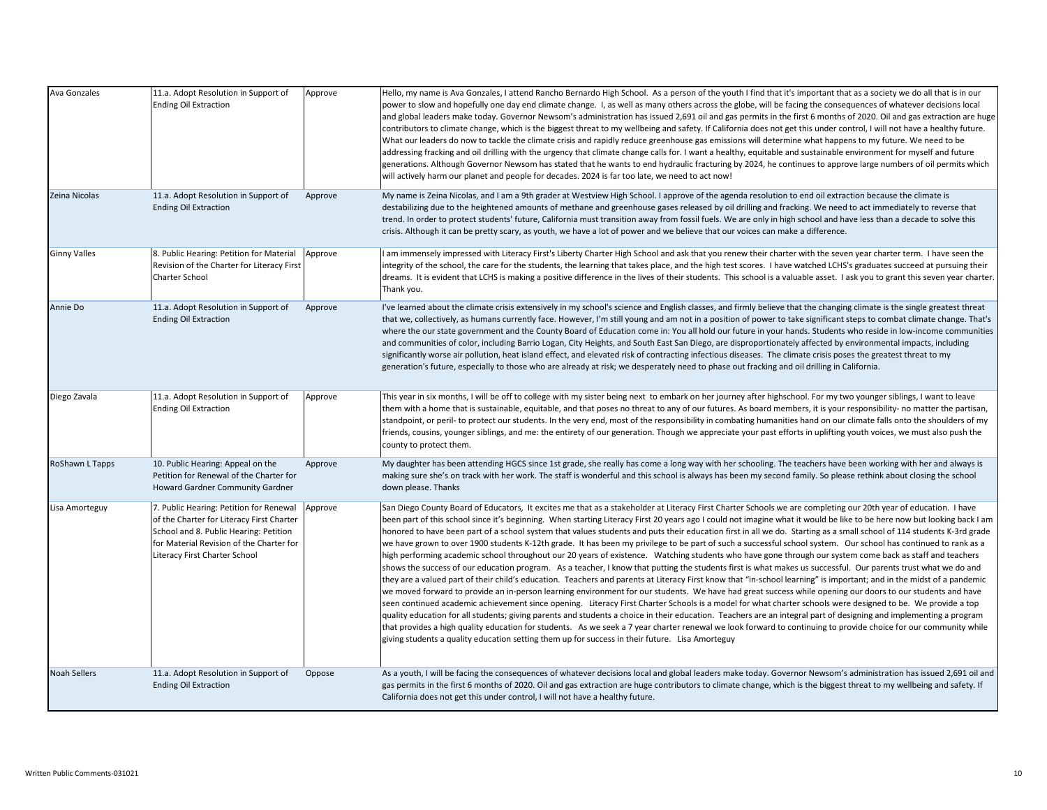| Ava Gonzales | 11.a. Adopt Resolution in Support of Ending Oil Extraction | Approve | Hello, my name is Ava Gonzales, I attend Rancho Bernardo High School. As a person of the youth I find that it's important that as a society we do all that is in our power to slow and hopefully one day end climate change. I, as well as many others across the globe, will be facing the consequences of whatever decisions local and global leaders make today. Governor Newsom's administration has issued 2,691 oil and gas permits in the first 6 months of 2020. Oil and gas extraction are huge contributors to climate change, which is the biggest threat to my wellbeing and safety. If California does not get this under control, I will not have a healthy future. What our leaders do now to tackle the climate crisis and rapidly reduce greenhouse gas emissions will determine what happens to my future. We need to be addressing fracking and oil drilling with the urgency that climate change calls for. I want a healthy, equitable and sustainable environment for myself and future generations. Although Governor Newsom has stated that he wants to end hydraulic fracturing by 2024, he continues to approve large numbers of oil permits which will actively harm our planet and people for decades. 2024 is far too late, we need to act now! |
|---|---|---|---|
| Zeina Nicolas | 11.a. Adopt Resolution in Support of Ending Oil Extraction | Approve | My name is Zeina Nicolas, and I am a 9th grader at Westview High School. I approve of the agenda resolution to end oil extraction because the climate is destabilizing due to the heightened amounts of methane and greenhouse gases released by oil drilling and fracking. We need to act immediately to reverse that trend. In order to protect students' future, California must transition away from fossil fuels. We are only in high school and have less than a decade to solve this crisis. Although it can be pretty scary, as youth, we have a lot of power and we believe that our voices can make a difference. |
| Ginny Valles | 8. Public Hearing: Petition for Material Revision of the Charter for Literacy First Charter School | Approve | I am immensely impressed with Literacy First's Liberty Charter High School and ask that you renew their charter with the seven year charter term. I have seen the integrity of the school, the care for the students, the learning that takes place, and the high test scores. I have watched LCHS's graduates succeed at pursuing their dreams. It is evident that LCHS is making a positive difference in the lives of their students. This school is a valuable asset. I ask you to grant this seven year charter. Thank you. |
| Annie Do | 11.a. Adopt Resolution in Support of Ending Oil Extraction | Approve | I've learned about the climate crisis extensively in my school's science and English classes, and firmly believe that the changing climate is the single greatest threat that we, collectively, as humans currently face. However, I'm still young and am not in a position of power to take significant steps to combat climate change. That's where the our state government and the County Board of Education come in: You all hold our future in your hands. Students who reside in low-income communities and communities of color, including Barrio Logan, City Heights, and South East San Diego, are disproportionately affected by environmental impacts, including significantly worse air pollution, heat island effect, and elevated risk of contracting infectious diseases. The climate crisis poses the greatest threat to my generation's future, especially to those who are already at risk; we desperately need to phase out fracking and oil drilling in California. |
| Diego Zavala | 11.a. Adopt Resolution in Support of Ending Oil Extraction | Approve | This year in six months, I will be off to college with my sister being next to embark on her journey after highschool. For my two younger siblings, I want to leave them with a home that is sustainable, equitable, and that poses no threat to any of our futures. As board members, it is your responsibility- no matter the partisan, standpoint, or peril- to protect our students. In the very end, most of the responsibility in combating humanities hand on our climate falls onto the shoulders of my friends, cousins, younger siblings, and me: the entirety of our generation. Though we appreciate your past efforts in uplifting youth voices, we must also push the county to protect them. |
| RoShawn L Tapps | 10. Public Hearing: Appeal on the Petition for Renewal of the Charter for Howard Gardner Community Gardner | Approve | My daughter has been attending HGCS since 1st grade, she really has come a long way with her schooling. The teachers have been working with her and always is making sure she's on track with her work. The staff is wonderful and this school is always has been my second family. So please rethink about closing the school down please. Thanks |
| Lisa Amorteguy | 7. Public Hearing: Petition for Renewal of the Charter for Literacy First Charter School and 8. Public Hearing: Petition for Material Revision of the Charter for Literacy First Charter School | Approve | San Diego County Board of Educators, It excites me that as a stakeholder at Literacy First Charter Schools we are completing our 20th year of education. I have been part of this school since it's beginning. When starting Literacy First 20 years ago I could not imagine what it would be like to be here now but looking back I am honored to have been part of a school system that values students and puts their education first in all we do. Starting as a small school of 114 students K-3rd grade we have grown to over 1900 students K-12th grade. It has been my privilege to be part of such a successful school system. Our school has continued to rank as a high performing academic school throughout our 20 years of existence. Watching students who have gone through our system come back as staff and teachers shows the success of our education program. As a teacher, I know that putting the students first is what makes us successful. Our parents trust what we do and they are a valued part of their child's education. Teachers and parents at Literacy First know that "in-school learning" is important; and in the midst of a pandemic we moved forward to provide an in-person learning environment for our students. We have had great success while opening our doors to our students and have seen continued academic achievement since opening. Literacy First Charter Schools is a model for what charter schools were designed to be. We provide a top quality education for all students; giving parents and students a choice in their education. Teachers are an integral part of designing and implementing a program that provides a high quality education for students. As we seek a 7 year charter renewal we look forward to continuing to provide choice for our community while giving students a quality education setting them up for success in their future. Lisa Amorteguy |
| Noah Sellers | 11.a. Adopt Resolution in Support of Ending Oil Extraction | Oppose | As a youth, I will be facing the consequences of whatever decisions local and global leaders make today. Governor Newsom's administration has issued 2,691 oil and gas permits in the first 6 months of 2020. Oil and gas extraction are huge contributors to climate change, which is the biggest threat to my wellbeing and safety. If California does not get this under control, I will not have a healthy future. |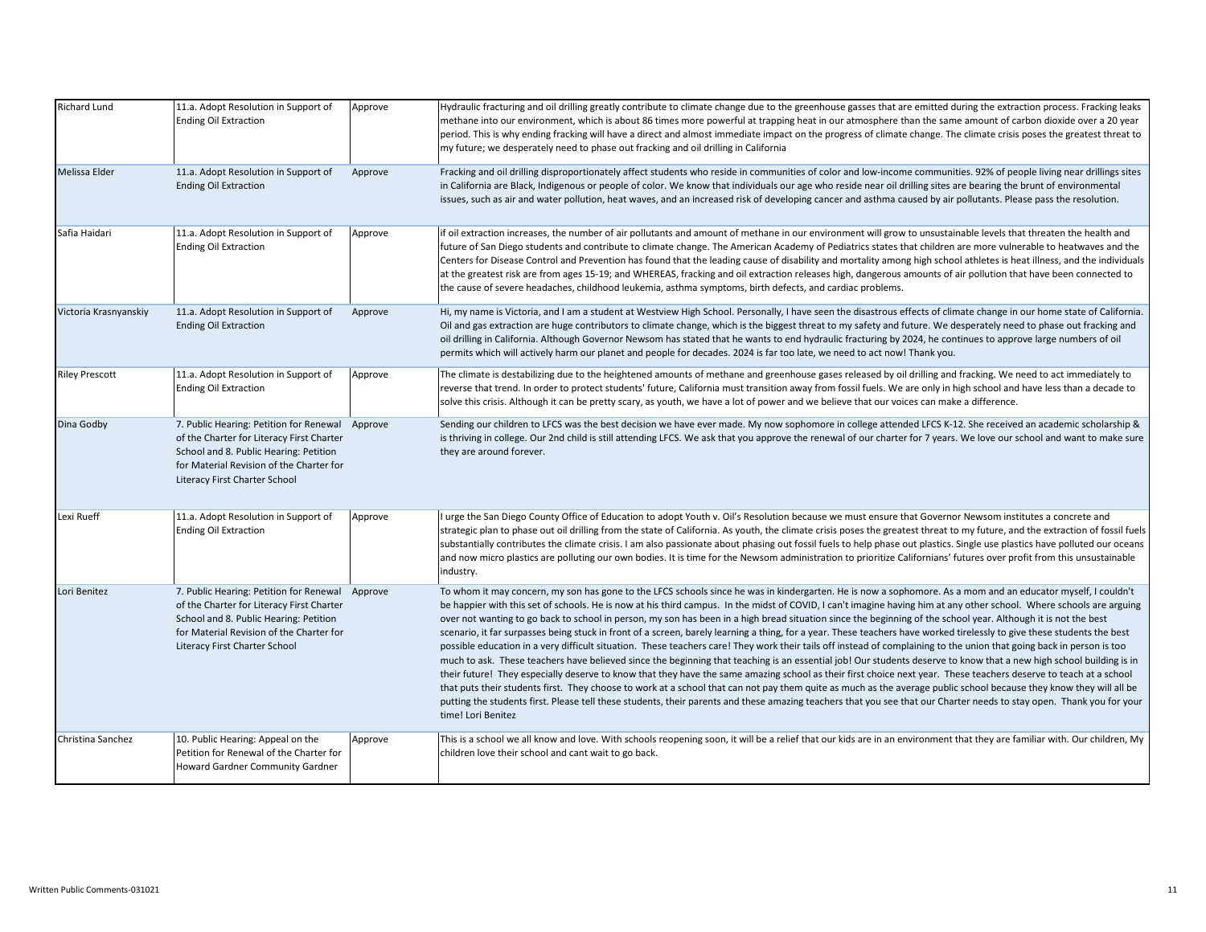| | | | |
|---|---|---|---|
| Richard Lund | 11.a. Adopt Resolution in Support of Ending Oil Extraction | Approve | Hydraulic fracturing and oil drilling greatly contribute to climate change due to the greenhouse gasses that are emitted during the extraction process. Fracking leaks methane into our environment, which is about 86 times more powerful at trapping heat in our atmosphere than the same amount of carbon dioxide over a 20 year period. This is why ending fracking will have a direct and almost immediate impact on the progress of climate change. The climate crisis poses the greatest threat to my future; we desperately need to phase out fracking and oil drilling in California |
| Melissa Elder | 11.a. Adopt Resolution in Support of Ending Oil Extraction | Approve | Fracking and oil drilling disproportionately affect students who reside in communities of color and low-income communities. 92% of people living near drillings sites in California are Black, Indigenous or people of color. We know that individuals our age who reside near oil drilling sites are bearing the brunt of environmental issues, such as air and water pollution, heat waves, and an increased risk of developing cancer and asthma caused by air pollutants. Please pass the resolution. |
| Safia Haidari | 11.a. Adopt Resolution in Support of Ending Oil Extraction | Approve | if oil extraction increases, the number of air pollutants and amount of methane in our environment will grow to unsustainable levels that threaten the health and future of San Diego students and contribute to climate change. The American Academy of Pediatrics states that children are more vulnerable to heatwaves and the Centers for Disease Control and Prevention has found that the leading cause of disability and mortality among high school athletes is heat illness, and the individuals at the greatest risk are from ages 15-19; and WHEREAS, fracking and oil extraction releases high, dangerous amounts of air pollution that have been connected to the cause of severe headaches, childhood leukemia, asthma symptoms, birth defects, and cardiac problems. |
| Victoria Krasnyanskiy | 11.a. Adopt Resolution in Support of Ending Oil Extraction | Approve | Hi, my name is Victoria, and I am a student at Westview High School. Personally, I have seen the disastrous effects of climate change in our home state of California. Oil and gas extraction are huge contributors to climate change, which is the biggest threat to my safety and future. We desperately need to phase out fracking and oil drilling in California. Although Governor Newsom has stated that he wants to end hydraulic fracturing by 2024, he continues to approve large numbers of oil permits which will actively harm our planet and people for decades. 2024 is far too late, we need to act now! Thank you. |
| Riley Prescott | 11.a. Adopt Resolution in Support of Ending Oil Extraction | Approve | The climate is destabilizing due to the heightened amounts of methane and greenhouse gases released by oil drilling and fracking. We need to act immediately to reverse that trend. In order to protect students' future, California must transition away from fossil fuels. We are only in high school and have less than a decade to solve this crisis. Although it can be pretty scary, as youth, we have a lot of power and we believe that our voices can make a difference. |
| Dina Godby | 7. Public Hearing: Petition for Renewal of the Charter for Literacy First Charter School and 8. Public Hearing: Petition for Material Revision of the Charter for Literacy First Charter School | Approve | Sending our children to LFCS was the best decision we have ever made. My now sophomore in college attended LFCS K-12. She received an academic scholarship & is thriving in college. Our 2nd child is still attending LFCS. We ask that you approve the renewal of our charter for 7 years. We love our school and want to make sure they are around forever. |
| Lexi Rueff | 11.a. Adopt Resolution in Support of Ending Oil Extraction | Approve | I urge the San Diego County Office of Education to adopt Youth v. Oil's Resolution because we must ensure that Governor Newsom institutes a concrete and strategic plan to phase out oil drilling from the state of California. As youth, the climate crisis poses the greatest threat to my future, and the extraction of fossil fuels substantially contributes the climate crisis. I am also passionate about phasing out fossil fuels to help phase out plastics. Single use plastics have polluted our oceans and now micro plastics are polluting our own bodies. It is time for the Newsom administration to prioritize Californians' futures over profit from this unsustainable industry. |
| Lori Benitez | 7. Public Hearing: Petition for Renewal of the Charter for Literacy First Charter School and 8. Public Hearing: Petition for Material Revision of the Charter for Literacy First Charter School | Approve | To whom it may concern, my son has gone to the LFCS schools since he was in kindergarten. He is now a sophomore. As a mom and an educator myself, I couldn't be happier with this set of schools. He is now at his third campus. In the midst of COVID, I can't imagine having him at any other school. Where schools are arguing over not wanting to go back to school in person, my son has been in a high bread situation since the beginning of the school year. Although it is not the best scenario, it far surpasses being stuck in front of a screen, barely learning a thing, for a year. These teachers have worked tirelessly to give these students the best possible education in a very difficult situation. These teachers care! They work their tails off instead of complaining to the union that going back in person is too much to ask. These teachers have believed since the beginning that teaching is an essential job! Our students deserve to know that a new high school building is in their future! They especially deserve to know that they have the same amazing school as their first choice next year. These teachers deserve to teach at a school that puts their students first. They choose to work at a school that can not pay them quite as much as the average public school because they know they will all be putting the students first. Please tell these students, their parents and these amazing teachers that you see that our Charter needs to stay open. Thank you for your time! Lori Benitez |
| Christina Sanchez | 10. Public Hearing: Appeal on the Petition for Renewal of the Charter for Howard Gardner Community Gardner | Approve | This is a school we all know and love. With schools reopening soon, it will be a relief that our kids are in an environment that they are familiar with. Our children, My children love their school and cant wait to go back. |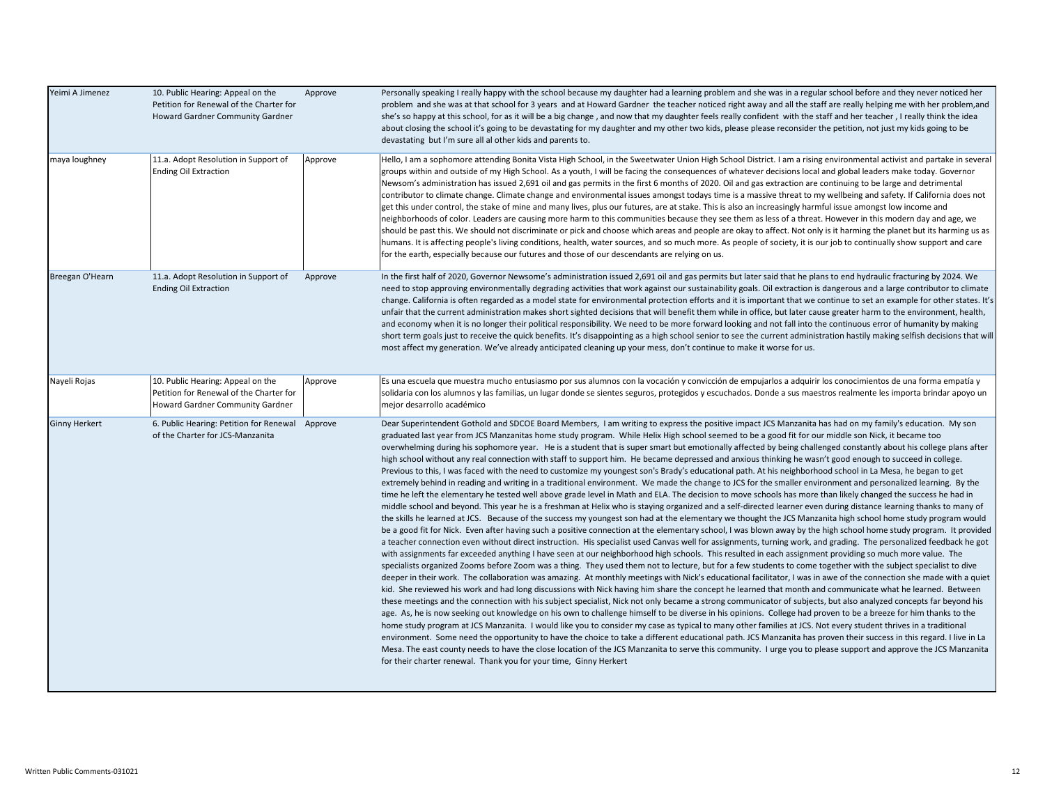| Yeimi A Jimenez | 10. Public Hearing: Appeal on the Petition for Renewal of the Charter for Howard Gardner Community Gardner | Approve | Personally speaking I really happy with the school because my daughter had a learning problem and she was in a regular school before and they never noticed her problem and she was at that school for 3 years and at Howard Gardner the teacher noticed right away and all the staff are really helping me with her problem,and she's so happy at this school, for as it will be a big change , and now that my daughter feels really confident with the staff and her teacher , I really think the idea about closing the school it's going to be devastating for my daughter and my other two kids, please please reconsider the petition, not just my kids going to be devastating but I'm sure all al other kids and parents to. |
|---|---|---|---|
| maya loughney | 11.a. Adopt Resolution in Support of Ending Oil Extraction | Approve | Hello, I am a sophomore attending Bonita Vista High School, in the Sweetwater Union High School District. I am a rising environmental activist and partake in several groups within and outside of my High School. As a youth, I will be facing the consequences of whatever decisions local and global leaders make today. Governor Newsom's administration has issued 2,691 oil and gas permits in the first 6 months of 2020. Oil and gas extraction are continuing to be large and detrimental contributor to climate change. Climate change and environmental issues amongst todays time is a massive threat to my wellbeing and safety. If California does not get this under control, the stake of mine and many lives, plus our futures, are at stake. This is also an increasingly harmful issue amongst low income and neighborhoods of color. Leaders are causing more harm to this communities because they see them as less of a threat. However in this modern day and age, we should be past this. We should not discriminate or pick and choose which areas and people are okay to affect. Not only is it harming the planet but its harming us as humans. It is affecting people's living conditions, health, water sources, and so much more. As people of society, it is our job to continually show support and care for the earth, especially because our futures and those of our descendants are relying on us. |
| Breegan O'Hearn | 11.a. Adopt Resolution in Support of Ending Oil Extraction | Approve | In the first half of 2020, Governor Newsome's administration issued 2,691 oil and gas permits but later said that he plans to end hydraulic fracturing by 2024. We need to stop approving environmentally degrading activities that work against our sustainability goals. Oil extraction is dangerous and a large contributor to climate change. California is often regarded as a model state for environmental protection efforts and it is important that we continue to set an example for other states. It's unfair that the current administration makes short sighted decisions that will benefit them while in office, but later cause greater harm to the environment, health, and economy when it is no longer their political responsibility. We need to be more forward looking and not fall into the continuous error of humanity by making short term goals just to receive the quick benefits. It's disappointing as a high school senior to see the current administration hastily making selfish decisions that will most affect my generation. We've already anticipated cleaning up your mess, don't continue to make it worse for us. |
| Nayeli Rojas | 10. Public Hearing: Appeal on the Petition for Renewal of the Charter for Howard Gardner Community Gardner | Approve | Es una escuela que muestra mucho entusiasmo por sus alumnos con la vocación y convicción de empujarlos a adquirir los conocimientos de una forma empatía y solidaria con los alumnos y las familias, un lugar donde se sientes seguros, protegidos y escuchados. Donde a sus maestros realmente les importa brindar apoyo un mejor desarrollo académico |
| Ginny Herkert | 6. Public Hearing: Petition for Renewal of the Charter for JCS-Manzanita | Approve | Dear Superintendent Gothold and SDCOE Board Members, I am writing to express the positive impact JCS Manzanita has had on my family's education. My son graduated last year from JCS Manzanitas home study program. While Helix High school seemed to be a good fit for our middle son Nick, it became too overwhelming during his sophomore year. He is a student that is super smart but emotionally affected by being challenged constantly about his college plans after high school without any real connection with staff to support him. He became depressed and anxious thinking he wasn't good enough to succeed in college. Previous to this, I was faced with the need to customize my youngest son's Brady's educational path. At his neighborhood school in La Mesa, he began to get extremely behind in reading and writing in a traditional environment. We made the change to JCS for the smaller environment and personalized learning. By the time he left the elementary he tested well above grade level in Math and ELA. The decision to move schools has more than likely changed the success he had in middle school and beyond. This year he is a freshman at Helix who is staying organized and a self-directed learner even during distance learning thanks to many of the skills he learned at JCS. Because of the success my youngest son had at the elementary we thought the JCS Manzanita high school home study program would be a good fit for Nick. Even after having such a positive connection at the elementary school, I was blown away by the high school home study program. It provided a teacher connection even without direct instruction. His specialist used Canvas well for assignments, turning work, and grading. The personalized feedback he got with assignments far exceeded anything I have seen at our neighborhood high schools. This resulted in each assignment providing so much more value. The specialists organized Zooms before Zoom was a thing. They used them not to lecture, but for a few students to come together with the subject specialist to dive deeper in their work. The collaboration was amazing. At monthly meetings with Nick's educational facilitator, I was in awe of the connection she made with a quiet kid. She reviewed his work and had long discussions with Nick having him share the concept he learned that month and communicate what he learned. Between these meetings and the connection with his subject specialist, Nick not only became a strong communicator of subjects, but also analyzed concepts far beyond his age. As, he is now seeking out knowledge on his own to challenge himself to be diverse in his opinions. College had proven to be a breeze for him thanks to the home study program at JCS Manzanita. I would like you to consider my case as typical to many other families at JCS. Not every student thrives in a traditional environment. Some need the opportunity to have the choice to take a different educational path. JCS Manzanita has proven their success in this regard. I live in La Mesa. The east county needs to have the close location of the JCS Manzanita to serve this community. I urge you to please support and approve the JCS Manzanita for their charter renewal. Thank you for your time, Ginny Herkert |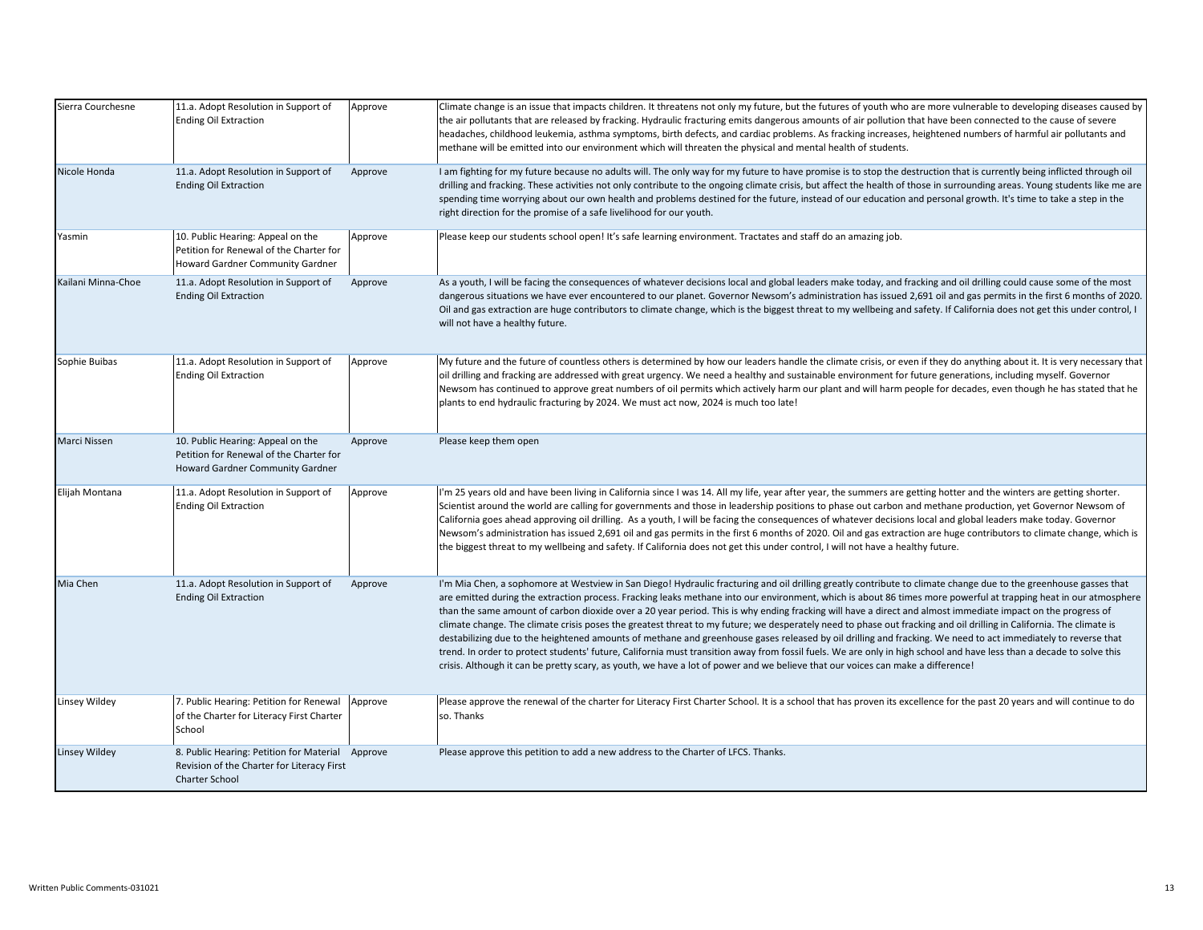| | | | |
|---|---|---|---|
| Sierra Courchesne | 11.a. Adopt Resolution in Support of Ending Oil Extraction | Approve | Climate change is an issue that impacts children. It threatens not only my future, but the futures of youth who are more vulnerable to developing diseases caused by the air pollutants that are released by fracking. Hydraulic fracturing emits dangerous amounts of air pollution that have been connected to the cause of severe headaches, childhood leukemia, asthma symptoms, birth defects, and cardiac problems. As fracking increases, heightened numbers of harmful air pollutants and methane will be emitted into our environment which will threaten the physical and mental health of students. |
| Nicole Honda | 11.a. Adopt Resolution in Support of Ending Oil Extraction | Approve | I am fighting for my future because no adults will. The only way for my future to have promise is to stop the destruction that is currently being inflicted through oil drilling and fracking. These activities not only contribute to the ongoing climate crisis, but affect the health of those in surrounding areas. Young students like me are spending time worrying about our own health and problems destined for the future, instead of our education and personal growth. It's time to take a step in the right direction for the promise of a safe livelihood for our youth. |
| Yasmin | 10. Public Hearing: Appeal on the Petition for Renewal of the Charter for Howard Gardner Community Gardner | Approve | Please keep our students school open! It's safe learning environment. Tractates and staff do an amazing job. |
| Kailani Minna-Choe | 11.a. Adopt Resolution in Support of Ending Oil Extraction | Approve | As a youth, I will be facing the consequences of whatever decisions local and global leaders make today, and fracking and oil drilling could cause some of the most dangerous situations we have ever encountered to our planet. Governor Newsom's administration has issued 2,691 oil and gas permits in the first 6 months of 2020. Oil and gas extraction are huge contributors to climate change, which is the biggest threat to my wellbeing and safety. If California does not get this under control, I will not have a healthy future. |
| Sophie Buibas | 11.a. Adopt Resolution in Support of Ending Oil Extraction | Approve | My future and the future of countless others is determined by how our leaders handle the climate crisis, or even if they do anything about it. It is very necessary that oil drilling and fracking are addressed with great urgency. We need a healthy and sustainable environment for future generations, including myself. Governor Newsom has continued to approve great numbers of oil permits which actively harm our plant and will harm people for decades, even though he has stated that he plants to end hydraulic fracturing by 2024. We must act now, 2024 is much too late! |
| Marci Nissen | 10. Public Hearing: Appeal on the Petition for Renewal of the Charter for Howard Gardner Community Gardner | Approve | Please keep them open |
| Elijah Montana | 11.a. Adopt Resolution in Support of Ending Oil Extraction | Approve | I'm 25 years old and have been living in California since I was 14. All my life, year after year, the summers are getting hotter and the winters are getting shorter. Scientist around the world are calling for governments and those in leadership positions to phase out carbon and methane production, yet Governor Newsom of California goes ahead approving oil drilling. As a youth, I will be facing the consequences of whatever decisions local and global leaders make today. Governor Newsom's administration has issued 2,691 oil and gas permits in the first 6 months of 2020. Oil and gas extraction are huge contributors to climate change, which is the biggest threat to my wellbeing and safety. If California does not get this under control, I will not have a healthy future. |
| Mia Chen | 11.a. Adopt Resolution in Support of Ending Oil Extraction | Approve | I'm Mia Chen, a sophomore at Westview in San Diego! Hydraulic fracturing and oil drilling greatly contribute to climate change due to the greenhouse gasses that are emitted during the extraction process. Fracking leaks methane into our environment, which is about 86 times more powerful at trapping heat in our atmosphere than the same amount of carbon dioxide over a 20 year period. This is why ending fracking will have a direct and almost immediate impact on the progress of climate change. The climate crisis poses the greatest threat to my future; we desperately need to phase out fracking and oil drilling in California. The climate is destabilizing due to the heightened amounts of methane and greenhouse gases released by oil drilling and fracking. We need to act immediately to reverse that trend. In order to protect students' future, California must transition away from fossil fuels. We are only in high school and have less than a decade to solve this crisis. Although it can be pretty scary, as youth, we have a lot of power and we believe that our voices can make a difference! |
| Linsey Wildey | 7. Public Hearing: Petition for Renewal of the Charter for Literacy First Charter School | Approve | Please approve the renewal of the charter for Literacy First Charter School. It is a school that has proven its excellence for the past 20 years and will continue to do so. Thanks |
| Linsey Wildey | 8. Public Hearing: Petition for Material Revision of the Charter for Literacy First Charter School | Approve | Please approve this petition to add a new address to the Charter of LFCS. Thanks. |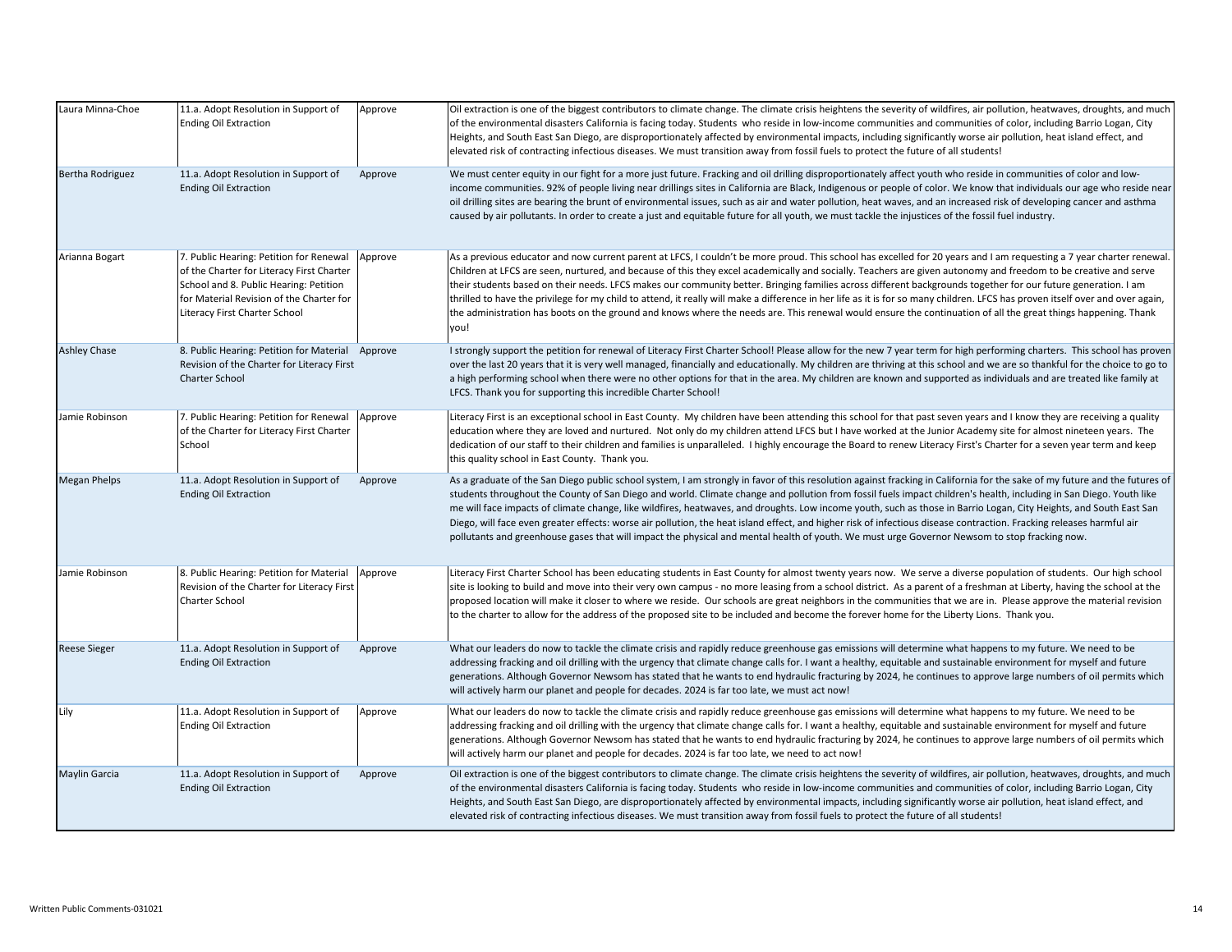| | | | |
|---|---|---|---|
| Laura Minna-Choe | 11.a. Adopt Resolution in Support of Ending Oil Extraction | Approve | Oil extraction is one of the biggest contributors to climate change. The climate crisis heightens the severity of wildfires, air pollution, heatwaves, droughts, and much of the environmental disasters California is facing today. Students who reside in low-income communities and communities of color, including Barrio Logan, City Heights, and South East San Diego, are disproportionately affected by environmental impacts, including significantly worse air pollution, heat island effect, and elevated risk of contracting infectious diseases. We must transition away from fossil fuels to protect the future of all students! |
| Bertha Rodriguez | 11.a. Adopt Resolution in Support of Ending Oil Extraction | Approve | We must center equity in our fight for a more just future. Fracking and oil drilling disproportionately affect youth who reside in communities of color and low-income communities. 92% of people living near drillings sites in California are Black, Indigenous or people of color. We know that individuals our age who reside near oil drilling sites are bearing the brunt of environmental issues, such as air and water pollution, heat waves, and an increased risk of developing cancer and asthma caused by air pollutants. In order to create a just and equitable future for all youth, we must tackle the injustices of the fossil fuel industry. |
| Arianna Bogart | 7. Public Hearing: Petition for Renewal of the Charter for Literacy First Charter School and 8. Public Hearing: Petition for Material Revision of the Charter for Literacy First Charter School | Approve | As a previous educator and now current parent at LFCS, I couldn't be more proud. This school has excelled for 20 years and I am requesting a 7 year charter renewal. Children at LFCS are seen, nurtured, and because of this they excel academically and socially. Teachers are given autonomy and freedom to be creative and serve their students based on their needs. LFCS makes our community better. Bringing families across different backgrounds together for our future generation. I am thrilled to have the privilege for my child to attend, it really will make a difference in her life as it is for so many children. LFCS has proven itself over and over again, the administration has boots on the ground and knows where the needs are. This renewal would ensure the continuation of all the great things happening. Thank you! |
| Ashley Chase | 8. Public Hearing: Petition for Material Revision of the Charter for Literacy First Charter School | Approve | I strongly support the petition for renewal of Literacy First Charter School! Please allow for the new 7 year term for high performing charters. This school has proven over the last 20 years that it is very well managed, financially and educationally. My children are thriving at this school and we are so thankful for the choice to go to a high performing school when there were no other options for that in the area. My children are known and supported as individuals and are treated like family at LFCS. Thank you for supporting this incredible Charter School! |
| Jamie Robinson | 7. Public Hearing: Petition for Renewal of the Charter for Literacy First Charter School | Approve | Literacy First is an exceptional school in East County. My children have been attending this school for that past seven years and I know they are receiving a quality education where they are loved and nurtured. Not only do my children attend LFCS but I have worked at the Junior Academy site for almost nineteen years. The dedication of our staff to their children and families is unparalleled. I highly encourage the Board to renew Literacy First's Charter for a seven year term and keep this quality school in East County. Thank you. |
| Megan Phelps | 11.a. Adopt Resolution in Support of Ending Oil Extraction | Approve | As a graduate of the San Diego public school system, I am strongly in favor of this resolution against fracking in California for the sake of my future and the futures of students throughout the County of San Diego and world. Climate change and pollution from fossil fuels impact children's health, including in San Diego. Youth like me will face impacts of climate change, like wildfires, heatwaves, and droughts. Low income youth, such as those in Barrio Logan, City Heights, and South East San Diego, will face even greater effects: worse air pollution, the heat island effect, and higher risk of infectious disease contraction. Fracking releases harmful air pollutants and greenhouse gases that will impact the physical and mental health of youth. We must urge Governor Newsom to stop fracking now. |
| Jamie Robinson | 8. Public Hearing: Petition for Material Revision of the Charter for Literacy First Charter School | Approve | Literacy First Charter School has been educating students in East County for almost twenty years now. We serve a diverse population of students. Our high school site is looking to build and move into their very own campus - no more leasing from a school district. As a parent of a freshman at Liberty, having the school at the proposed location will make it closer to where we reside. Our schools are great neighbors in the communities that we are in. Please approve the material revision to the charter to allow for the address of the proposed site to be included and become the forever home for the Liberty Lions. Thank you. |
| Reese Sieger | 11.a. Adopt Resolution in Support of Ending Oil Extraction | Approve | What our leaders do now to tackle the climate crisis and rapidly reduce greenhouse gas emissions will determine what happens to my future. We need to be addressing fracking and oil drilling with the urgency that climate change calls for. I want a healthy, equitable and sustainable environment for myself and future generations. Although Governor Newsom has stated that he wants to end hydraulic fracturing by 2024, he continues to approve large numbers of oil permits which will actively harm our planet and people for decades. 2024 is far too late, we must act now! |
| Lily | 11.a. Adopt Resolution in Support of Ending Oil Extraction | Approve | What our leaders do now to tackle the climate crisis and rapidly reduce greenhouse gas emissions will determine what happens to my future. We need to be addressing fracking and oil drilling with the urgency that climate change calls for. I want a healthy, equitable and sustainable environment for myself and future generations. Although Governor Newsom has stated that he wants to end hydraulic fracturing by 2024, he continues to approve large numbers of oil permits which will actively harm our planet and people for decades. 2024 is far too late, we need to act now! |
| Maylin Garcia | 11.a. Adopt Resolution in Support of Ending Oil Extraction | Approve | Oil extraction is one of the biggest contributors to climate change. The climate crisis heightens the severity of wildfires, air pollution, heatwaves, droughts, and much of the environmental disasters California is facing today. Students who reside in low-income communities and communities of color, including Barrio Logan, City Heights, and South East San Diego, are disproportionately affected by environmental impacts, including significantly worse air pollution, heat island effect, and elevated risk of contracting infectious diseases. We must transition away from fossil fuels to protect the future of all students! |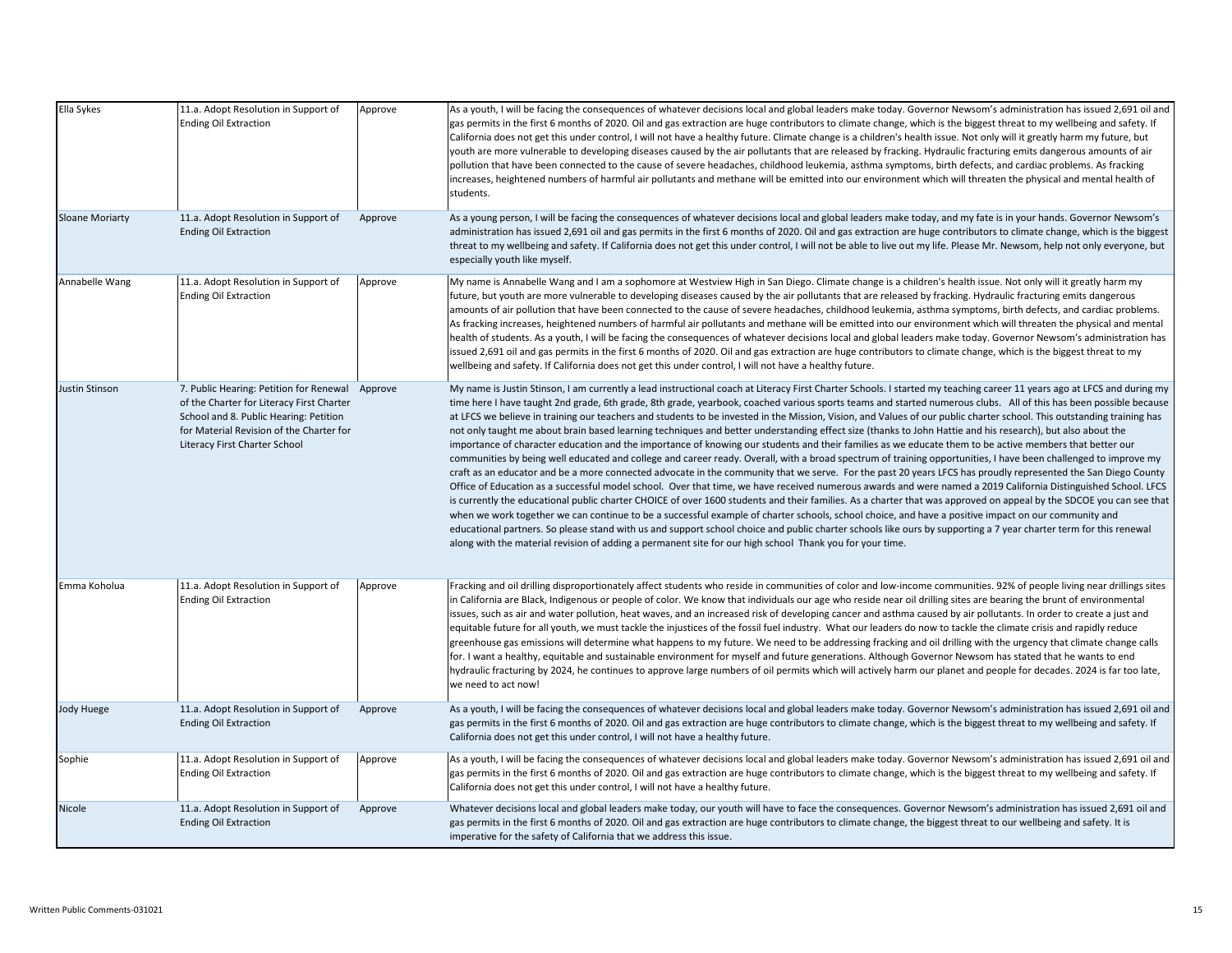| | | | |
|---|---|---|---|
| Ella Sykes | 11.a. Adopt Resolution in Support of Ending Oil Extraction | Approve | As a youth, I will be facing the consequences of whatever decisions local and global leaders make today. Governor Newsom's administration has issued 2,691 oil and gas permits in the first 6 months of 2020. Oil and gas extraction are huge contributors to climate change, which is the biggest threat to my wellbeing and safety. If California does not get this under control, I will not have a healthy future. Climate change is a children's health issue. Not only will it greatly harm my future, but youth are more vulnerable to developing diseases caused by the air pollutants that are released by fracking. Hydraulic fracturing emits dangerous amounts of air pollution that have been connected to the cause of severe headaches, childhood leukemia, asthma symptoms, birth defects, and cardiac problems. As fracking increases, heightened numbers of harmful air pollutants and methane will be emitted into our environment which will threaten the physical and mental health of students. |
| Sloane Moriarty | 11.a. Adopt Resolution in Support of Ending Oil Extraction | Approve | As a young person, I will be facing the consequences of whatever decisions local and global leaders make today, and my fate is in your hands. Governor Newsom's administration has issued 2,691 oil and gas permits in the first 6 months of 2020. Oil and gas extraction are huge contributors to climate change, which is the biggest threat to my wellbeing and safety. If California does not get this under control, I will not be able to live out my life. Please Mr. Newsom, help not only everyone, but especially youth like myself. |
| Annabelle Wang | 11.a. Adopt Resolution in Support of Ending Oil Extraction | Approve | My name is Annabelle Wang and I am a sophomore at Westview High in San Diego. Climate change is a children's health issue. Not only will it greatly harm my future, but youth are more vulnerable to developing diseases caused by the air pollutants that are released by fracking. Hydraulic fracturing emits dangerous amounts of air pollution that have been connected to the cause of severe headaches, childhood leukemia, asthma symptoms, birth defects, and cardiac problems. As fracking increases, heightened numbers of harmful air pollutants and methane will be emitted into our environment which will threaten the physical and mental health of students. As a youth, I will be facing the consequences of whatever decisions local and global leaders make today. Governor Newsom's administration has issued 2,691 oil and gas permits in the first 6 months of 2020. Oil and gas extraction are huge contributors to climate change, which is the biggest threat to my wellbeing and safety. If California does not get this under control, I will not have a healthy future. |
| Justin Stinson | 7. Public Hearing: Petition for Renewal of the Charter for Literacy First Charter School and 8. Public Hearing: Petition for Material Revision of the Charter for Literacy First Charter School | Approve | My name is Justin Stinson, I am currently a lead instructional coach at Literacy First Charter Schools. I started my teaching career 11 years ago at LFCS and during my time here I have taught 2nd grade, 6th grade, 8th grade, yearbook, coached various sports teams and started numerous clubs. All of this has been possible because at LFCS we believe in training our teachers and students to be invested in the Mission, Vision, and Values of our public charter school. This outstanding training has not only taught me about brain based learning techniques and better understanding effect size (thanks to John Hattie and his research), but also about the importance of character education and the importance of knowing our students and their families as we educate them to be active members that better our communities by being well educated and college and career ready. Overall, with a broad spectrum of training opportunities, I have been challenged to improve my craft as an educator and be a more connected advocate in the community that we serve. For the past 20 years LFCS has proudly represented the San Diego County Office of Education as a successful model school. Over that time, we have received numerous awards and were named a 2019 California Distinguished School. LFCS is currently the educational public charter CHOICE of over 1600 students and their families. As a charter that was approved on appeal by the SDCOE you can see that when we work together we can continue to be a successful example of charter schools, school choice, and have a positive impact on our community and educational partners. So please stand with us and support school choice and public charter schools like ours by supporting a 7 year charter term for this renewal along with the material revision of adding a permanent site for our high school Thank you for your time. |
| Emma Koholua | 11.a. Adopt Resolution in Support of Ending Oil Extraction | Approve | Fracking and oil drilling disproportionately affect students who reside in communities of color and low-income communities. 92% of people living near drillings sites in California are Black, Indigenous or people of color. We know that individuals our age who reside near oil drilling sites are bearing the brunt of environmental issues, such as air and water pollution, heat waves, and an increased risk of developing cancer and asthma caused by air pollutants. In order to create a just and equitable future for all youth, we must tackle the injustices of the fossil fuel industry. What our leaders do now to tackle the climate crisis and rapidly reduce greenhouse gas emissions will determine what happens to my future. We need to be addressing fracking and oil drilling with the urgency that climate change calls for. I want a healthy, equitable and sustainable environment for myself and future generations. Although Governor Newsom has stated that he wants to end hydraulic fracturing by 2024, he continues to approve large numbers of oil permits which will actively harm our planet and people for decades. 2024 is far too late, we need to act now! |
| Jody Huege | 11.a. Adopt Resolution in Support of Ending Oil Extraction | Approve | As a youth, I will be facing the consequences of whatever decisions local and global leaders make today. Governor Newsom's administration has issued 2,691 oil and gas permits in the first 6 months of 2020. Oil and gas extraction are huge contributors to climate change, which is the biggest threat to my wellbeing and safety. If California does not get this under control, I will not have a healthy future. |
| Sophie | 11.a. Adopt Resolution in Support of Ending Oil Extraction | Approve | As a youth, I will be facing the consequences of whatever decisions local and global leaders make today. Governor Newsom's administration has issued 2,691 oil and gas permits in the first 6 months of 2020. Oil and gas extraction are huge contributors to climate change, which is the biggest threat to my wellbeing and safety. If California does not get this under control, I will not have a healthy future. |
| Nicole | 11.a. Adopt Resolution in Support of Ending Oil Extraction | Approve | Whatever decisions local and global leaders make today, our youth will have to face the consequences. Governor Newsom's administration has issued 2,691 oil and gas permits in the first 6 months of 2020. Oil and gas extraction are huge contributors to climate change, the biggest threat to our wellbeing and safety. It is imperative for the safety of California that we address this issue. |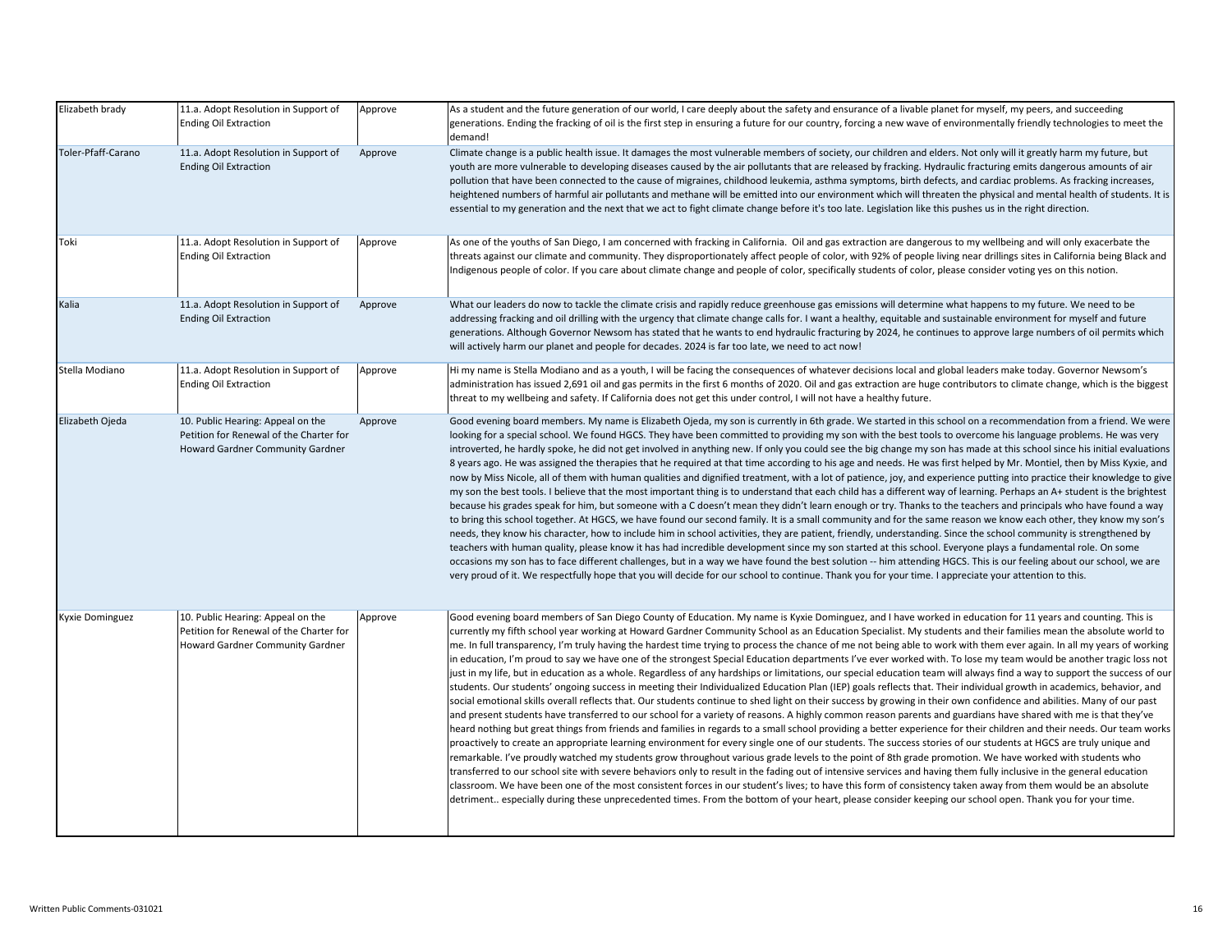| | | | |
|---|---|---|---|
| Elizabeth brady | 11.a. Adopt Resolution in Support of Ending Oil Extraction | Approve | As a student and the future generation of our world, I care deeply about the safety and ensurance of a livable planet for myself, my peers, and succeeding generations. Ending the fracking of oil is the first step in ensuring a future for our country, forcing a new wave of environmentally friendly technologies to meet the demand! |
| Toler-Pfaff-Carano | 11.a. Adopt Resolution in Support of Ending Oil Extraction | Approve | Climate change is a public health issue. It damages the most vulnerable members of society, our children and elders. Not only will it greatly harm my future, but youth are more vulnerable to developing diseases caused by the air pollutants that are released by fracking. Hydraulic fracturing emits dangerous amounts of air pollution that have been connected to the cause of migraines, childhood leukemia, asthma symptoms, birth defects, and cardiac problems. As fracking increases, heightened numbers of harmful air pollutants and methane will be emitted into our environment which will threaten the physical and mental health of students. It is essential to my generation and the next that we act to fight climate change before it's too late. Legislation like this pushes us in the right direction. |
| Toki | 11.a. Adopt Resolution in Support of Ending Oil Extraction | Approve | As one of the youths of San Diego, I am concerned with fracking in California. Oil and gas extraction are dangerous to my wellbeing and will only exacerbate the threats against our climate and community. They disproportionately affect people of color, with 92% of people living near drillings sites in California being Black and Indigenous people of color. If you care about climate change and people of color, specifically students of color, please consider voting yes on this notion. |
| Kalia | 11.a. Adopt Resolution in Support of Ending Oil Extraction | Approve | What our leaders do now to tackle the climate crisis and rapidly reduce greenhouse gas emissions will determine what happens to my future. We need to be addressing fracking and oil drilling with the urgency that climate change calls for. I want a healthy, equitable and sustainable environment for myself and future generations. Although Governor Newsom has stated that he wants to end hydraulic fracturing by 2024, he continues to approve large numbers of oil permits which will actively harm our planet and people for decades. 2024 is far too late, we need to act now! |
| Stella Modiano | 11.a. Adopt Resolution in Support of Ending Oil Extraction | Approve | Hi my name is Stella Modiano and as a youth, I will be facing the consequences of whatever decisions local and global leaders make today. Governor Newsom's administration has issued 2,691 oil and gas permits in the first 6 months of 2020. Oil and gas extraction are huge contributors to climate change, which is the biggest threat to my wellbeing and safety. If California does not get this under control, I will not have a healthy future. |
| Elizabeth Ojeda | 10. Public Hearing: Appeal on the Petition for Renewal of the Charter for Howard Gardner Community Gardner | Approve | Good evening board members. My name is Elizabeth Ojeda, my son is currently in 6th grade. We started in this school on a recommendation from a friend. We were looking for a special school. We found HGCS. They have been committed to providing my son with the best tools to overcome his language problems. He was very introverted, he hardly spoke, he did not get involved in anything new. If only you could see the big change my son has made at this school since his initial evaluations 8 years ago. He was assigned the therapies that he required at that time according to his age and needs. He was first helped by Mr. Montiel, then by Miss Kyxie, and now by Miss Nicole, all of them with human qualities and dignified treatment, with a lot of patience, joy, and experience putting into practice their knowledge to give my son the best tools. I believe that the most important thing is to understand that each child has a different way of learning. Perhaps an A+ student is the brightest because his grades speak for him, but someone with a C doesn't mean they didn't learn enough or try. Thanks to the teachers and principals who have found a way to bring this school together. At HGCS, we have found our second family. It is a small community and for the same reason we know each other, they know my son's needs, they know his character, how to include him in school activities, they are patient, friendly, understanding. Since the school community is strengthened by teachers with human quality, please know it has had incredible development since my son started at this school. Everyone plays a fundamental role. On some occasions my son has to face different challenges, but in a way we have found the best solution -- him attending HGCS. This is our feeling about our school, we are very proud of it. We respectfully hope that you will decide for our school to continue. Thank you for your time. I appreciate your attention to this. |
| Kyxie Dominguez | 10. Public Hearing: Appeal on the Petition for Renewal of the Charter for Howard Gardner Community Gardner | Approve | Good evening board members of San Diego County of Education. My name is Kyxie Dominguez, and I have worked in education for 11 years and counting. This is currently my fifth school year working at Howard Gardner Community School as an Education Specialist. My students and their families mean the absolute world to me. In full transparency, I'm truly having the hardest time trying to process the chance of me not being able to work with them ever again. In all my years of working in education, I'm proud to say we have one of the strongest Special Education departments I've ever worked with. To lose my team would be another tragic loss not just in my life, but in education as a whole. Regardless of any hardships or limitations, our special education team will always find a way to support the success of our students. Our students' ongoing success in meeting their Individualized Education Plan (IEP) goals reflects that. Their individual growth in academics, behavior, and social emotional skills overall reflects that. Our students continue to shed light on their success by growing in their own confidence and abilities. Many of our past and present students have transferred to our school for a variety of reasons. A highly common reason parents and guardians have shared with me is that they've heard nothing but great things from friends and families in regards to a small school providing a better experience for their children and their needs. Our team works proactively to create an appropriate learning environment for every single one of our students. The success stories of our students at HGCS are truly unique and remarkable. I've proudly watched my students grow throughout various grade levels to the point of 8th grade promotion. We have worked with students who transferred to our school site with severe behaviors only to result in the fading out of intensive services and having them fully inclusive in the general education classroom. We have been one of the most consistent forces in our student's lives; to have this form of consistency taken away from them would be an absolute detriment.. especially during these unprecedented times. From the bottom of your heart, please consider keeping our school open. Thank you for your time. |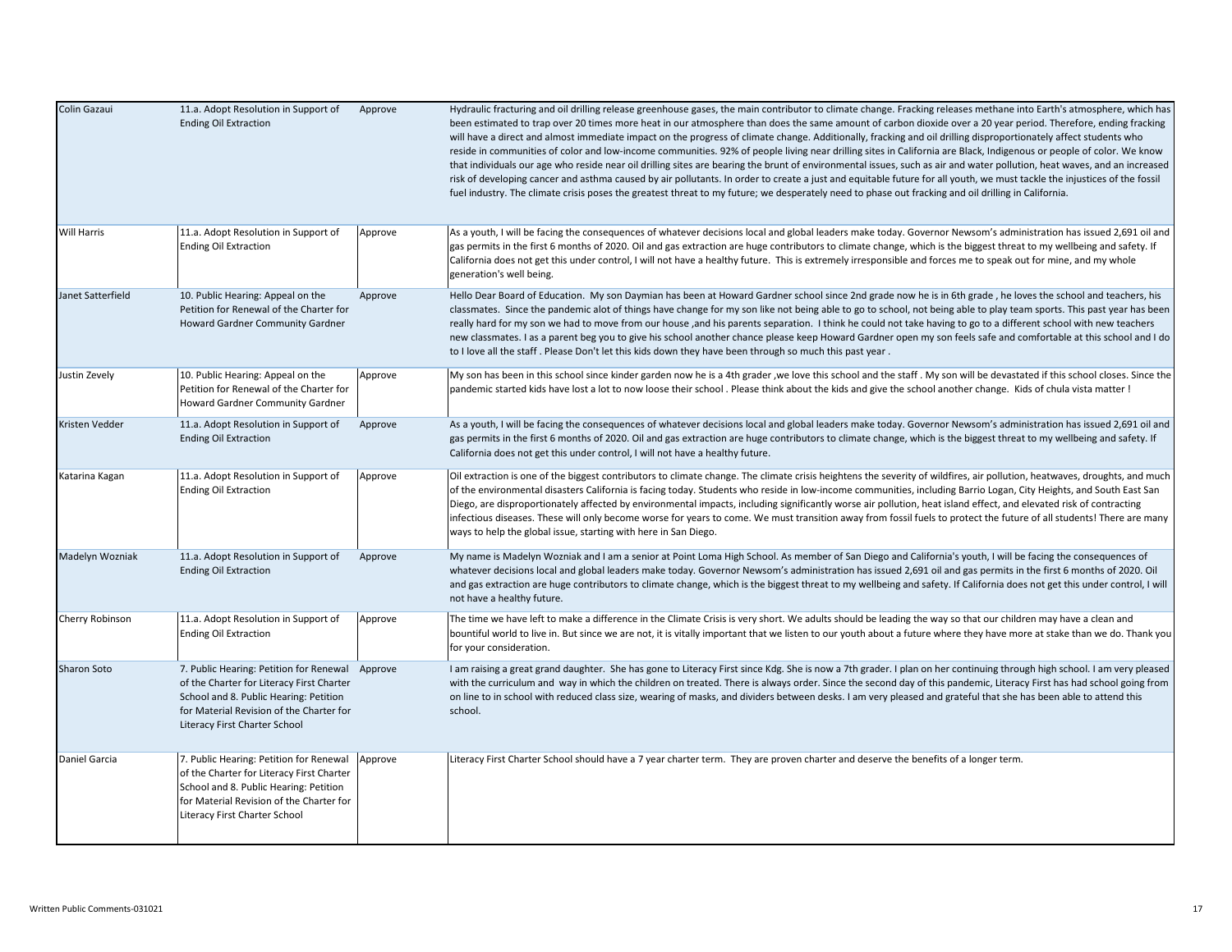| | | | |
|---|---|---|---|
| Colin Gazaui | 11.a. Adopt Resolution in Support of Ending Oil Extraction | Approve | Hydraulic fracturing and oil drilling release greenhouse gases, the main contributor to climate change. Fracking releases methane into Earth's atmosphere, which has been estimated to trap over 20 times more heat in our atmosphere than does the same amount of carbon dioxide over a 20 year period. Therefore, ending fracking will have a direct and almost immediate impact on the progress of climate change. Additionally, fracking and oil drilling disproportionately affect students who reside in communities of color and low-income communities. 92% of people living near drilling sites in California are Black, Indigenous or people of color. We know that individuals our age who reside near oil drilling sites are bearing the brunt of environmental issues, such as air and water pollution, heat waves, and an increased risk of developing cancer and asthma caused by air pollutants. In order to create a just and equitable future for all youth, we must tackle the injustices of the fossil fuel industry. The climate crisis poses the greatest threat to my future; we desperately need to phase out fracking and oil drilling in California. |
| Will Harris | 11.a. Adopt Resolution in Support of Ending Oil Extraction | Approve | As a youth, I will be facing the consequences of whatever decisions local and global leaders make today. Governor Newsom's administration has issued 2,691 oil and gas permits in the first 6 months of 2020. Oil and gas extraction are huge contributors to climate change, which is the biggest threat to my wellbeing and safety. If California does not get this under control, I will not have a healthy future. This is extremely irresponsible and forces me to speak out for mine, and my whole generation's well being. |
| Janet Satterfield | 10. Public Hearing: Appeal on the Petition for Renewal of the Charter for Howard Gardner Community Gardner | Approve | Hello Dear Board of Education. My son Daymian has been at Howard Gardner school since 2nd grade now he is in 6th grade , he loves the school and teachers, his classmates. Since the pandemic alot of things have change for my son like not being able to go to school, not being able to play team sports. This past year has been really hard for my son we had to move from our house ,and his parents separation. I think he could not take having to go to a different school with new teachers new classmates. I as a parent beg you to give his school another chance please keep Howard Gardner open my son feels safe and comfortable at this school and I do to I love all the staff . Please Don't let this kids down they have been through so much this past year . |
| Justin Zevely | 10. Public Hearing: Appeal on the Petition for Renewal of the Charter for Howard Gardner Community Gardner | Approve | My son has been in this school since kinder garden now he is a 4th grader ,we love this school and the staff . My son will be devastated if this school closes. Since the pandemic started kids have lost a lot to now loose their school . Please think about the kids and give the school another change. Kids of chula vista matter ! |
| Kristen Vedder | 11.a. Adopt Resolution in Support of Ending Oil Extraction | Approve | As a youth, I will be facing the consequences of whatever decisions local and global leaders make today. Governor Newsom's administration has issued 2,691 oil and gas permits in the first 6 months of 2020. Oil and gas extraction are huge contributors to climate change, which is the biggest threat to my wellbeing and safety. If California does not get this under control, I will not have a healthy future. |
| Katarina Kagan | 11.a. Adopt Resolution in Support of Ending Oil Extraction | Approve | Oil extraction is one of the biggest contributors to climate change. The climate crisis heightens the severity of wildfires, air pollution, heatwaves, droughts, and much of the environmental disasters California is facing today. Students who reside in low-income communities, including Barrio Logan, City Heights, and South East San Diego, are disproportionately affected by environmental impacts, including significantly worse air pollution, heat island effect, and elevated risk of contracting infectious diseases. These will only become worse for years to come. We must transition away from fossil fuels to protect the future of all students! There are many ways to help the global issue, starting with here in San Diego. |
| Madelyn Wozniak | 11.a. Adopt Resolution in Support of Ending Oil Extraction | Approve | My name is Madelyn Wozniak and I am a senior at Point Loma High School. As member of San Diego and California's youth, I will be facing the consequences of whatever decisions local and global leaders make today. Governor Newsom's administration has issued 2,691 oil and gas permits in the first 6 months of 2020. Oil and gas extraction are huge contributors to climate change, which is the biggest threat to my wellbeing and safety. If California does not get this under control, I will not have a healthy future. |
| Cherry Robinson | 11.a. Adopt Resolution in Support of Ending Oil Extraction | Approve | The time we have left to make a difference in the Climate Crisis is very short. We adults should be leading the way so that our children may have a clean and bountiful world to live in. But since we are not, it is vitally important that we listen to our youth about a future where they have more at stake than we do. Thank you for your consideration. |
| Sharon Soto | 7. Public Hearing: Petition for Renewal of the Charter for Literacy First Charter School and 8. Public Hearing: Petition for Material Revision of the Charter for Literacy First Charter School | Approve | I am raising a great grand daughter. She has gone to Literacy First since Kdg. She is now a 7th grader. I plan on her continuing through high school. I am very pleased with the curriculum and way in which the children on treated. There is always order. Since the second day of this pandemic, Literacy First has had school going from on line to in school with reduced class size, wearing of masks, and dividers between desks. I am very pleased and grateful that she has been able to attend this school. |
| Daniel Garcia | 7. Public Hearing: Petition for Renewal of the Charter for Literacy First Charter School and 8. Public Hearing: Petition for Material Revision of the Charter for Literacy First Charter School | Approve | Literacy First Charter School should have a 7 year charter term. They are proven charter and deserve the benefits of a longer term. |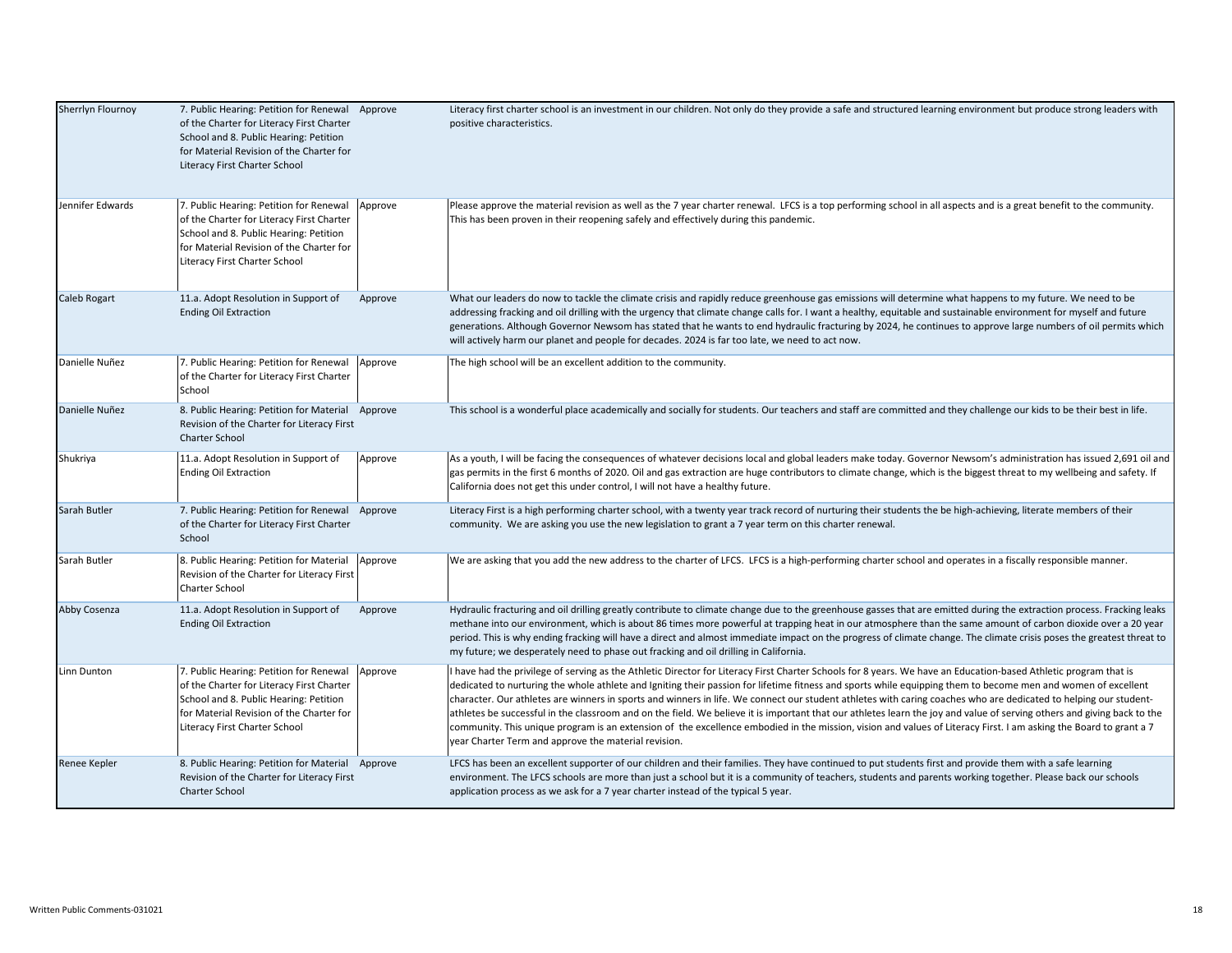| | | | |
|---|---|---|---|
| Sherrlyn Flournoy | 7. Public Hearing: Petition for Renewal of the Charter for Literacy First Charter School and 8. Public Hearing: Petition for Material Revision of the Charter for Literacy First Charter School | Approve | Literacy first charter school is an investment in our children. Not only do they provide a safe and structured learning environment but produce strong leaders with positive characteristics. |
| Jennifer Edwards | 7. Public Hearing: Petition for Renewal of the Charter for Literacy First Charter School and 8. Public Hearing: Petition for Material Revision of the Charter for Literacy First Charter School | Approve | Please approve the material revision as well as the 7 year charter renewal. LFCS is a top performing school in all aspects and is a great benefit to the community. This has been proven in their reopening safely and effectively during this pandemic. |
| Caleb Rogart | 11.a. Adopt Resolution in Support of Ending Oil Extraction | Approve | What our leaders do now to tackle the climate crisis and rapidly reduce greenhouse gas emissions will determine what happens to my future. We need to be addressing fracking and oil drilling with the urgency that climate change calls for. I want a healthy, equitable and sustainable environment for myself and future generations. Although Governor Newsom has stated that he wants to end hydraulic fracturing by 2024, he continues to approve large numbers of oil permits which will actively harm our planet and people for decades. 2024 is far too late, we need to act now. |
| Danielle Nuñez | 7. Public Hearing: Petition for Renewal of the Charter for Literacy First Charter School | Approve | The high school will be an excellent addition to the community. |
| Danielle Nuñez | 8. Public Hearing: Petition for Material Revision of the Charter for Literacy First Charter School | Approve | This school is a wonderful place academically and socially for students. Our teachers and staff are committed and they challenge our kids to be their best in life. |
| Shukriya | 11.a. Adopt Resolution in Support of Ending Oil Extraction | Approve | As a youth, I will be facing the consequences of whatever decisions local and global leaders make today. Governor Newsom's administration has issued 2,691 oil and gas permits in the first 6 months of 2020. Oil and gas extraction are huge contributors to climate change, which is the biggest threat to my wellbeing and safety. If California does not get this under control, I will not have a healthy future. |
| Sarah Butler | 7. Public Hearing: Petition for Renewal of the Charter for Literacy First Charter School | Approve | Literacy First is a high performing charter school, with a twenty year track record of nurturing their students the be high-achieving, literate members of their community. We are asking you use the new legislation to grant a 7 year term on this charter renewal. |
| Sarah Butler | 8. Public Hearing: Petition for Material Revision of the Charter for Literacy First Charter School | Approve | We are asking that you add the new address to the charter of LFCS. LFCS is a high-performing charter school and operates in a fiscally responsible manner. |
| Abby Cosenza | 11.a. Adopt Resolution in Support of Ending Oil Extraction | Approve | Hydraulic fracturing and oil drilling greatly contribute to climate change due to the greenhouse gasses that are emitted during the extraction process. Fracking leaks methane into our environment, which is about 86 times more powerful at trapping heat in our atmosphere than the same amount of carbon dioxide over a 20 year period. This is why ending fracking will have a direct and almost immediate impact on the progress of climate change. The climate crisis poses the greatest threat to my future; we desperately need to phase out fracking and oil drilling in California. |
| Linn Dunton | 7. Public Hearing: Petition for Renewal of the Charter for Literacy First Charter School and 8. Public Hearing: Petition for Material Revision of the Charter for Literacy First Charter School | Approve | I have had the privilege of serving as the Athletic Director for Literacy First Charter Schools for 8 years. We have an Education-based Athletic program that is dedicated to nurturing the whole athlete and Igniting their passion for lifetime fitness and sports while equipping them to become men and women of excellent character. Our athletes are winners in sports and winners in life. We connect our student athletes with caring coaches who are dedicated to helping our student-athletes be successful in the classroom and on the field. We believe it is important that our athletes learn the joy and value of serving others and giving back to the community. This unique program is an extension of the excellence embodied in the mission, vision and values of Literacy First. I am asking the Board to grant a 7 year Charter Term and approve the material revision. |
| Renee Kepler | 8. Public Hearing: Petition for Material Revision of the Charter for Literacy First Charter School | Approve | LFCS has been an excellent supporter of our children and their families. They have continued to put students first and provide them with a safe learning environment. The LFCS schools are more than just a school but it is a community of teachers, students and parents working together. Please back our schools application process as we ask for a 7 year charter instead of the typical 5 year. |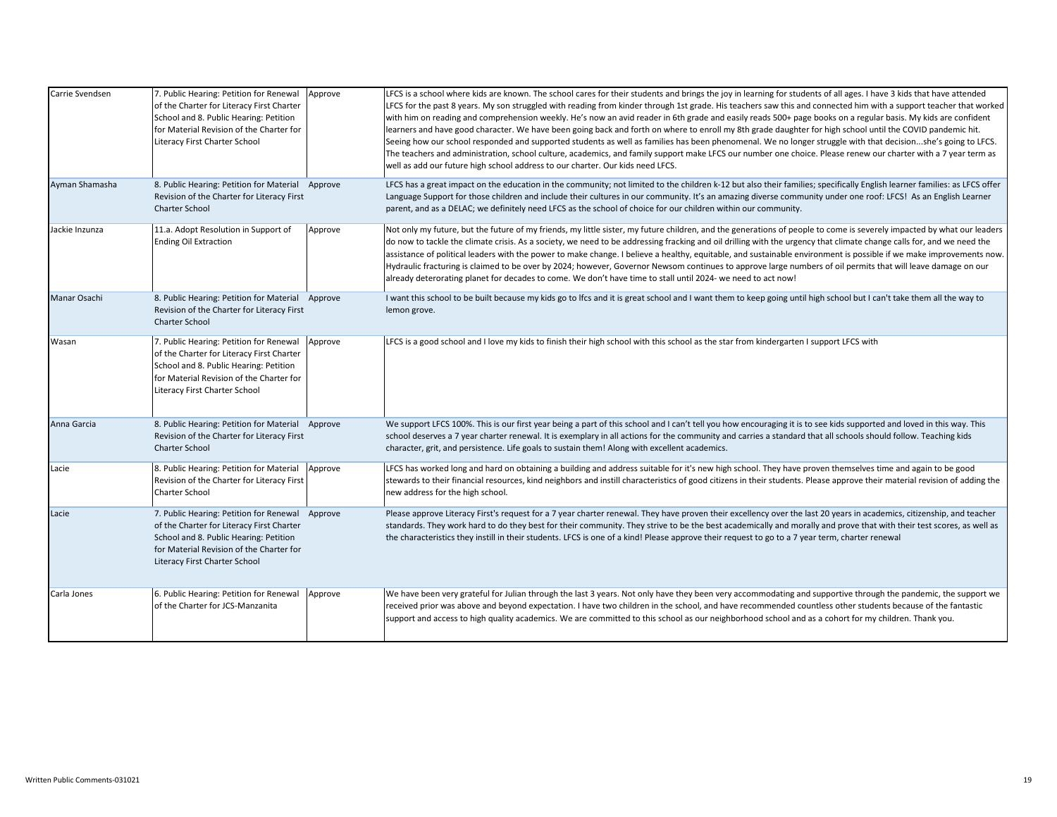| | | | |
|---|---|---|---|
| Carrie Svendsen | 7. Public Hearing: Petition for Renewal of the Charter for Literacy First Charter School and 8. Public Hearing: Petition for Material Revision of the Charter for Literacy First Charter School | Approve | LFCS is a school where kids are known. The school cares for their students and brings the joy in learning for students of all ages. I have 3 kids that have attended LFCS for the past 8 years. My son struggled with reading from kinder through 1st grade. His teachers saw this and connected him with a support teacher that worked with him on reading and comprehension weekly. He's now an avid reader in 6th grade and easily reads 500+ page books on a regular basis. My kids are confident learners and have good character. We have been going back and forth on where to enroll my 8th grade daughter for high school until the COVID pandemic hit. Seeing how our school responded and supported students as well as families has been phenomenal. We no longer struggle with that decision...she's going to LFCS. The teachers and administration, school culture, academics, and family support make LFCS our number one choice. Please renew our charter with a 7 year term as well as add our future high school address to our charter. Our kids need LFCS. |
| Ayman Shamasha | 8. Public Hearing: Petition for Material Revision of the Charter for Literacy First Charter School | Approve | LFCS has a great impact on the education in the community; not limited to the children k-12 but also their families; specifically English learner families: as LFCS offer Language Support for those children and include their cultures in our community. It's an amazing diverse community under one roof: LFCS! As an English Learner parent, and as a DELAC; we definitely need LFCS as the school of choice for our children within our community. |
| Jackie Inzunza | 11.a. Adopt Resolution in Support of Ending Oil Extraction | Approve | Not only my future, but the future of my friends, my little sister, my future children, and the generations of people to come is severely impacted by what our leaders do now to tackle the climate crisis. As a society, we need to be addressing fracking and oil drilling with the urgency that climate change calls for, and we need the assistance of political leaders with the power to make change. I believe a healthy, equitable, and sustainable environment is possible if we make improvements now. Hydraulic fracturing is claimed to be over by 2024; however, Governor Newsom continues to approve large numbers of oil permits that will leave damage on our already deterorating planet for decades to come. We don't have time to stall until 2024- we need to act now! |
| Manar Osachi | 8. Public Hearing: Petition for Material Revision of the Charter for Literacy First Charter School | Approve | I want this school to be built because my kids go to lfcs and it is great school and I want them to keep going until high school but I can't take them all the way to lemon grove. |
| Wasan | 7. Public Hearing: Petition for Renewal of the Charter for Literacy First Charter School and 8. Public Hearing: Petition for Material Revision of the Charter for Literacy First Charter School | Approve | LFCS is a good school and I love my kids to finish their high school with this school as the star from kindergarten I support LFCS with |
| Anna Garcia | 8. Public Hearing: Petition for Material Revision of the Charter for Literacy First Charter School | Approve | We support LFCS 100%. This is our first year being a part of this school and I can't tell you how encouraging it is to see kids supported and loved in this way. This school deserves a 7 year charter renewal. It is exemplary in all actions for the community and carries a standard that all schools should follow. Teaching kids character, grit, and persistence. Life goals to sustain them! Along with excellent academics. |
| Lacie | 8. Public Hearing: Petition for Material Revision of the Charter for Literacy First Charter School | Approve | LFCS has worked long and hard on obtaining a building and address suitable for it's new high school. They have proven themselves time and again to be good stewards to their financial resources, kind neighbors and instill characteristics of good citizens in their students. Please approve their material revision of adding the new address for the high school. |
| Lacie | 7. Public Hearing: Petition for Renewal of the Charter for Literacy First Charter School and 8. Public Hearing: Petition for Material Revision of the Charter for Literacy First Charter School | Approve | Please approve Literacy First's request for a 7 year charter renewal. They have proven their excellency over the last 20 years in academics, citizenship, and teacher standards. They work hard to do they best for their community. They strive to be the best academically and morally and prove that with their test scores, as well as the characteristics they instill in their students. LFCS is one of a kind! Please approve their request to go to a 7 year term, charter renewal |
| Carla Jones | 6. Public Hearing: Petition for Renewal of the Charter for JCS-Manzanita | Approve | We have been very grateful for Julian through the last 3 years. Not only have they been very accommodating and supportive through the pandemic, the support we received prior was above and beyond expectation. I have two children in the school, and have recommended countless other students because of the fantastic support and access to high quality academics. We are committed to this school as our neighborhood school and as a cohort for my children. Thank you. |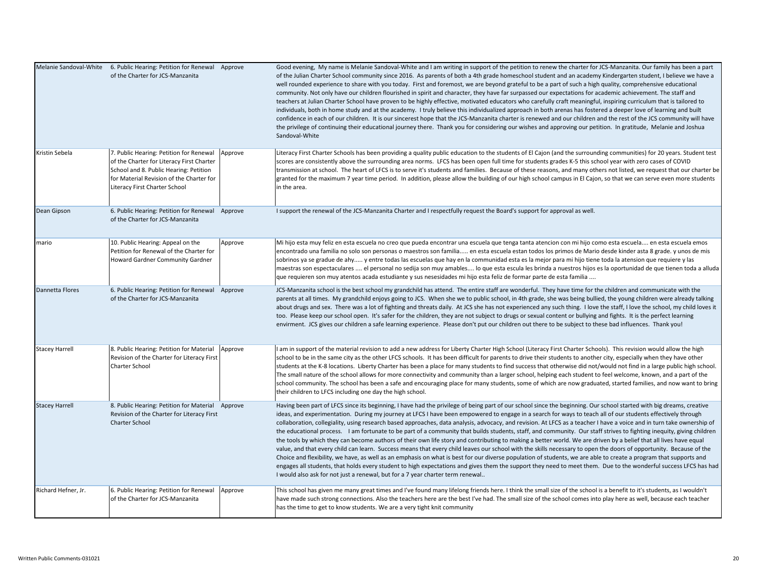| | | | |
|---|---|---|---|
| Melanie Sandoval-White | 6. Public Hearing: Petition for Renewal of the Charter for JCS-Manzanita | Approve | Good evening, My name is Melanie Sandoval-White and I am writing in support of the petition to renew the charter for JCS-Manzanita. Our family has been a part of the Julian Charter School community since 2016. As parents of both a 4th grade homeschool student and an academy Kindergarten student, I believe we have a well rounded experience to share with you today. First and foremost, we are beyond grateful to be a part of such a high quality, comprehensive educational community. Not only have our children flourished in spirit and character, they have far surpassed our expectations for academic achievement. The staff and teachers at Julian Charter School have proven to be highly effective, motivated educators who carefully craft meaningful, inspiring curriculum that is tailored to individuals, both in home study and at the academy. I truly believe this individualized approach in both arenas has fostered a deeper love of learning and built confidence in each of our children. It is our sincerest hope that the JCS-Manzanita charter is renewed and our children and the rest of the JCS community will have the privilege of continuing their educational journey there. Thank you for considering our wishes and approving our petition. In gratitude, Melanie and Joshua Sandoval-White |
| Kristin Sebela | 7. Public Hearing: Petition for Renewal of the Charter for Literacy First Charter School and 8. Public Hearing: Petition for Material Revision of the Charter for Literacy First Charter School | Approve | Literacy First Charter Schools has been providing a quality public education to the students of El Cajon (and the surrounding communities) for 20 years. Student test scores are consistently above the surrounding area norms. LFCS has been open full time for students grades K-5 this school year with zero cases of COVID transmission at school. The heart of LFCS is to serve it's students and families. Because of these reasons, and many others not listed, we request that our charter be granted for the maximum 7 year time period. In addition, please allow the building of our high school campus in El Cajon, so that we can serve even more students in the area. |
| Dean Gipson | 6. Public Hearing: Petition for Renewal of the Charter for JCS-Manzanita | Approve | I support the renewal of the JCS-Manzanita Charter and I respectfully request the Board's support for approval as well. |
| mario | 10. Public Hearing: Appeal on the Petition for Renewal of the Charter for Howard Gardner Community Gardner | Approve | Mi hijo esta muy feliz en esta escuela no creo que pueda encontrar una escuela que tenga tanta atencion con mi hijo como esta escuela.... en esta escuela emos encontrado una familia no solo son personas o maestros son familia..... en esta escuela estan todos los primos de Mario desde kinder asta 8 grade. y unos de mis sobrinos ya se gradue de ahy..... y entre todas las escuelas que hay en la communidad esta es la mejor para mi hijo tiene toda la atension que requiere y las maestras son espectaculares .... el personal no sedija son muy amables.... lo que esta escula les brinda a nuestros hijos es la oportunidad de que tienen toda a alluda que requieren son muy atentos acada estudiante y sus nesesidades mi hijo esta feliz de formar parte de esta familia .... |
| Dannetta Flores | 6. Public Hearing: Petition for Renewal of the Charter for JCS-Manzanita | Approve | JCS-Manzanita school is the best school my grandchild has attend. The entire staff are wonderful. They have time for the children and communicate with the parents at all times. My grandchild enjoys going to JCS. When she we to public school, in 4th grade, she was being bullied, the young children were already talking about drugs and sex. There was a lot of fighting and threats daily. At JCS she has not experienced any such thing. I love the staff, I love the school, my child loves it too. Please keep our school open. It's safer for the children, they are not subject to drugs or sexual content or bullying and fights. It is the perfect learning envirment. JCS gives our children a safe learning experience. Please don't put our children out there to be subject to these bad influences. Thank you! |
| Stacey Harrell | 8. Public Hearing: Petition for Material Revision of the Charter for Literacy First Charter School | Approve | I am in support of the material revision to add a new address for Liberty Charter High School (Literacy First Charter Schools). This revision would allow the high school to be in the same city as the other LFCS schools. It has been difficult for parents to drive their students to another city, especially when they have other students at the K-8 locations. Liberty Charter has been a place for many students to find success that otherwise did not/would not find in a large public high school. The small nature of the school allows for more connectivity and community than a larger school, helping each student to feel welcome, known, and a part of the school community. The school has been a safe and encouraging place for many students, some of which are now graduated, started families, and now want to bring their children to LFCS including one day the high school. |
| Stacey Harrell | 8. Public Hearing: Petition for Material Revision of the Charter for Literacy First Charter School | Approve | Having been part of LFCS since its beginning, I have had the privilege of being part of our school since the beginning. Our school started with big dreams, creative ideas, and experimentation. During my journey at LFCS I have been empowered to engage in a search for ways to teach all of our students effectively through collaboration, collegiality, using research based approaches, data analysis, advocacy, and revision. At LFCS as a teacher I have a voice and in turn take ownership of the educational process. I am fortunate to be part of a community that builds students, staff, and community. Our staff strives to fighting inequity, giving children the tools by which they can become authors of their own life story and contributing to making a better world. We are driven by a belief that all lives have equal value, and that every child can learn. Success means that every child leaves our school with the skills necessary to open the doors of opportunity. Because of the Choice and flexibility, we have, as well as an emphasis on what is best for our diverse population of students, we are able to create a program that supports and engages all students, that holds every student to high expectations and gives them the support they need to meet them. Due to the wonderful success LFCS has had I would also ask for not just a renewal, but for a 7 year charter term renewal.. |
| Richard Hefner, Jr. | 6. Public Hearing: Petition for Renewal of the Charter for JCS-Manzanita | Approve | This school has given me many great times and I've found many lifelong friends here. I think the small size of the school is a benefit to it's students, as I wouldn't have made such strong connections. Also the teachers here are the best I've had. The small size of the school comes into play here as well, because each teacher has the time to get to know students. We are a very tight knit community |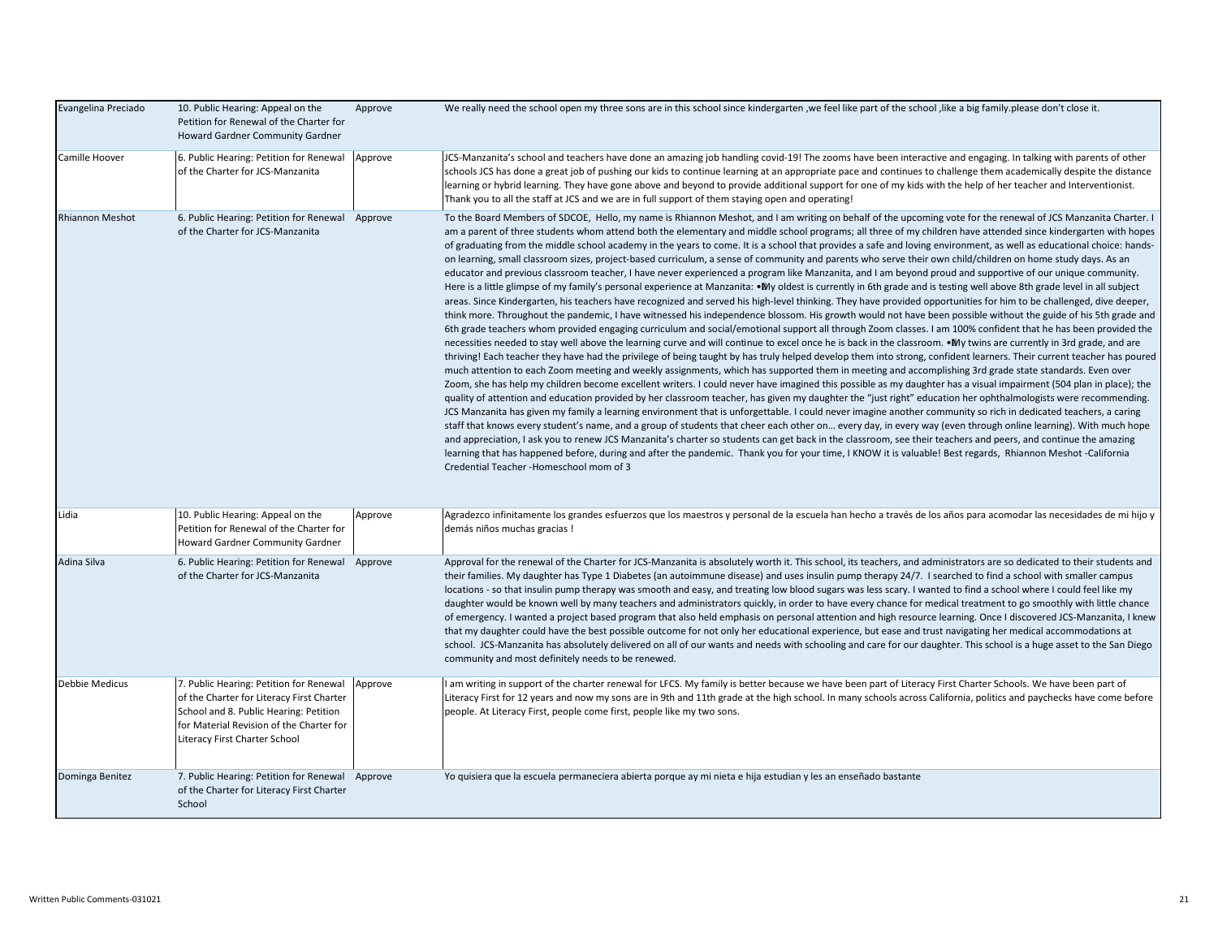| | | | |
|---|---|---|---|
| Evangelina Preciado | 10. Public Hearing: Appeal on the Petition for Renewal of the Charter for Howard Gardner Community Gardner | Approve | We really need the school open my three sons are in this school since kindergarten ,we feel like part of the school ,like a big family.please don't close it. |
| Camille Hoover | 6. Public Hearing: Petition for Renewal of the Charter for JCS-Manzanita | Approve | JCS-Manzanita's school and teachers have done an amazing job handling covid-19! The zooms have been interactive and engaging. In talking with parents of other schools JCS has done a great job of pushing our kids to continue learning at an appropriate pace and continues to challenge them academically despite the distance learning or hybrid learning. They have gone above and beyond to provide additional support for one of my kids with the help of her teacher and Interventionist. Thank you to all the staff at JCS and we are in full support of them staying open and operating! |
| Rhiannon Meshot | 6. Public Hearing: Petition for Renewal of the Charter for JCS-Manzanita | Approve | To the Board Members of SDCOE, Hello, my name is Rhiannon Meshot, and I am writing on behalf of the upcoming vote for the renewal of JCS Manzanita Charter. I am a parent of three students whom attend both the elementary and middle school programs; all three of my children have attended since kindergarten with hopes of graduating from the middle school academy in the years to come. It is a school that provides a safe and loving environment, as well as educational choice: hands-on learning, small classroom sizes, project-based curriculum, a sense of community and parents who serve their own child/children on home study days. As an educator and previous classroom teacher, I have never experienced a program like Manzanita, and I am beyond proud and supportive of our unique community. Here is a little glimpse of my family's personal experience at Manzanita: •My oldest is currently in 6th grade and is testing well above 8th grade level in all subject areas. Since Kindergarten, his teachers have recognized and served his high-level thinking. They have provided opportunities for him to be challenged, dive deeper, think more. Throughout the pandemic, I have witnessed his independence blossom. His growth would not have been possible without the guide of his 5th grade and 6th grade teachers whom provided engaging curriculum and social/emotional support all through Zoom classes. I am 100% confident that he has been provided the necessities needed to stay well above the learning curve and will continue to excel once he is back in the classroom. •My twins are currently in 3rd grade, and are thriving! Each teacher they have had the privilege of being taught by has truly helped develop them into strong, confident learners. Their current teacher has poured much attention to each Zoom meeting and weekly assignments, which has supported them in meeting and accomplishing 3rd grade state standards. Even over Zoom, she has help my children become excellent writers. I could never have imagined this possible as my daughter has a visual impairment (504 plan in place); the quality of attention and education provided by her classroom teacher, has given my daughter the "just right" education her ophthalmologists were recommending. JCS Manzanita has given my family a learning environment that is unforgettable. I could never imagine another community so rich in dedicated teachers, a caring staff that knows every student's name, and a group of students that cheer each other on… every day, in every way (even through online learning). With much hope and appreciation, I ask you to renew JCS Manzanita's charter so students can get back in the classroom, see their teachers and peers, and continue the amazing learning that has happened before, during and after the pandemic. Thank you for your time, I KNOW it is valuable! Best regards, Rhiannon Meshot -California Credential Teacher -Homeschool mom of 3 |
| Lidia | 10. Public Hearing: Appeal on the Petition for Renewal of the Charter for Howard Gardner Community Gardner | Approve | Agradezco infinitamente los grandes esfuerzos que los maestros y personal de la escuela han hecho a través de los años para acomodar las necesidades de mi hijo y demás niños muchas gracias ! |
| Adina Silva | 6. Public Hearing: Petition for Renewal of the Charter for JCS-Manzanita | Approve | Approval for the renewal of the Charter for JCS-Manzanita is absolutely worth it. This school, its teachers, and administrators are so dedicated to their students and their families. My daughter has Type 1 Diabetes (an autoimmune disease) and uses insulin pump therapy 24/7. I searched to find a school with smaller campus locations - so that insulin pump therapy was smooth and easy, and treating low blood sugars was less scary. I wanted to find a school where I could feel like my daughter would be known well by many teachers and administrators quickly, in order to have every chance for medical treatment to go smoothly with little chance of emergency. I wanted a project based program that also held emphasis on personal attention and high resource learning. Once I discovered JCS-Manzanita, I knew that my daughter could have the best possible outcome for not only her educational experience, but ease and trust navigating her medical accommodations at school. JCS-Manzanita has absolutely delivered on all of our wants and needs with schooling and care for our daughter. This school is a huge asset to the San Diego community and most definitely needs to be renewed. |
| Debbie Medicus | 7. Public Hearing: Petition for Renewal of the Charter for Literacy First Charter School and 8. Public Hearing: Petition for Material Revision of the Charter for Literacy First Charter School | Approve | I am writing in support of the charter renewal for LFCS. My family is better because we have been part of Literacy First Charter Schools. We have been part of Literacy First for 12 years and now my sons are in 9th and 11th grade at the high school. In many schools across California, politics and paychecks have come before people. At Literacy First, people come first, people like my two sons. |
| Dominga Benitez | 7. Public Hearing: Petition for Renewal of the Charter for Literacy First Charter School | Approve | Yo quisiera que la escuela permaneciera abierta porque ay mi nieta e hija estudian y les an enseñado bastante |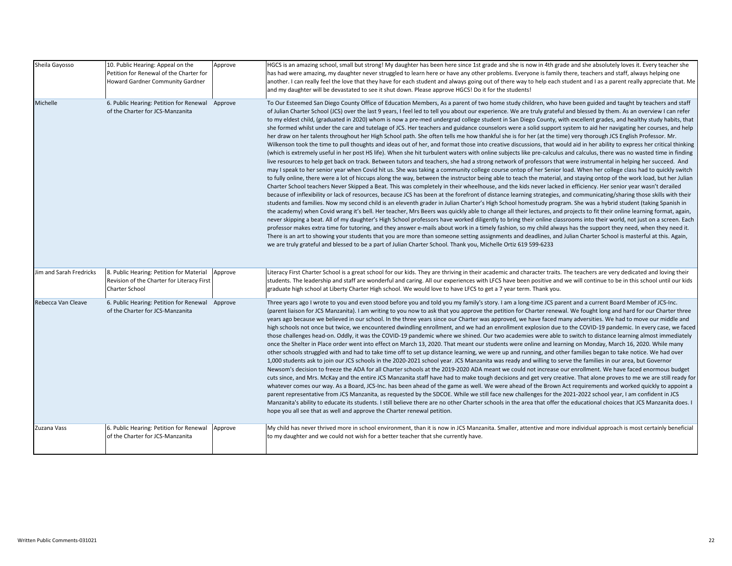| | | | |
|---|---|---|---|
| Sheila Gayosso | 10. Public Hearing: Appeal on the Petition for Renewal of the Charter for Howard Gardner Community Gardner | Approve | HGCS is an amazing school, small but strong! My daughter has been here since 1st grade and she is now in 4th grade and she absolutely loves it. Every teacher she has had were amazing, my daughter never struggled to learn here or have any other problems. Everyone is family there, teachers and staff, always helping one another. I can really feel the love that they have for each student and always going out of there way to help each student and I as a parent really appreciate that. Me and my daughter will be devastated to see it shut down. Please approve HGCS! Do it for the students! |
| Michelle | 6. Public Hearing: Petition for Renewal of the Charter for JCS-Manzanita | Approve | To Our Esteemed San Diego County Office of Education Members, As a parent of two home study children, who have been guided and taught by teachers and staff of Julian Charter School (JCS) over the last 9 years, I feel led to tell you about our experience. We are truly grateful and blessed by them. As an overview I can refer to my eldest child, (graduated in 2020) whom is now a pre-med undergrad college student in San Diego County, with excellent grades, and healthy study habits, that she formed whilst under the care and tutelage of JCS. Her teachers and guidance counselors were a solid support system to aid her navigating her courses, and help her draw on her talents throughout her High School path. She often tells me how thankful she is for her (at the time) very thorough JCS English Professor. Mr. Wilkenson took the time to pull thoughts and ideas out of her, and format those into creative discussions, that would aid in her ability to express her critical thinking (which is extremely useful in her post HS life). When she hit turbulent waters with online subjects like pre-calculus and calculus, there was no wasted time in finding live resources to help get back on track. Between tutors and teachers, she had a strong network of professors that were instrumental in helping her succeed. And may I speak to her senior year when Covid hit us. She was taking a community college course ontop of her Senior load. When her college class had to quickly switch to fully online, there were a lot of hiccups along the way, between the instructor being able to teach the material, and staying ontop of the work load, but her Julian Charter School teachers Never Skipped a Beat. This was completely in their wheelhouse, and the kids never lacked in efficiency. Her senior year wasn't derailed because of inflexibility or lack of resources, because JCS has been at the forefront of distance learning strategies, and communicating/sharing those skills with their students and families. Now my second child is an eleventh grader in Julian Charter's High School homestudy program. She was a hybrid student (taking Spanish in the academy) when Covid wrang it's bell. Her teacher, Mrs Beers was quickly able to change all their lectures, and projects to fit their online learning format, again, never skipping a beat. All of my daughter's High School professors have worked diligently to bring their online classrooms into their world, not just on a screen. Each professor makes extra time for tutoring, and they answer e-mails about work in a timely fashion, so my child always has the support they need, when they need it. There is an art to showing your students that you are more than someone setting assignments and deadlines, and Julian Charter School is masterful at this. Again, we are truly grateful and blessed to be a part of Julian Charter School. Thank you, Michelle Ortiz 619 599-6233 |
| Jim and Sarah Fredricks | 8. Public Hearing: Petition for Material Revision of the Charter for Literacy First Charter School | Approve | Literacy First Charter School is a great school for our kids. They are thriving in their academic and character traits. The teachers are very dedicated and loving their students. The leadership and staff are wonderful and caring. All our experiences with LFCS have been positive and we will continue to be in this school until our kids graduate high school at Liberty Charter High school. We would love to have LFCS to get a 7 year term. Thank you. |
| Rebecca Van Cleave | 6. Public Hearing: Petition for Renewal of the Charter for JCS-Manzanita | Approve | Three years ago I wrote to you and even stood before you and told you my family's story. I am a long-time JCS parent and a current Board Member of JCS-Inc. (parent liaison for JCS Manzanita). I am writing to you now to ask that you approve the petition for Charter renewal. We fought long and hard for our Charter three years ago because we believed in our school. In the three years since our Charter was approved, we have faced many adversities. We had to move our middle and high schools not once but twice, we encountered dwindling enrollment, and we had an enrollment explosion due to the COVID-19 pandemic. In every case, we faced those challenges head-on. Oddly, it was the COVID-19 pandemic where we shined. Our two academies were able to switch to distance learning almost immediately once the Shelter in Place order went into effect on March 13, 2020. That meant our students were online and learning on Monday, March 16, 2020. While many other schools struggled with and had to take time off to set up distance learning, we were up and running, and other families began to take notice. We had over 1,000 students ask to join our JCS schools in the 2020-2021 school year. JCS Manzanita was ready and willing to serve the families in our area, but Governor Newsom's decision to freeze the ADA for all Charter schools at the 2019-2020 ADA meant we could not increase our enrollment. We have faced enormous budget cuts since, and Mrs. McKay and the entire JCS Manzanita staff have had to make tough decisions and get very creative. That alone proves to me we are still ready for whatever comes our way. As a Board, JCS-Inc. has been ahead of the game as well. We were ahead of the Brown Act requirements and worked quickly to appoint a parent representative from JCS Manzanita, as requested by the SDCOE. While we still face new challenges for the 2021-2022 school year, I am confident in JCS Manzanita's ability to educate its students. I still believe there are no other Charter schools in the area that offer the educational choices that JCS Manzanita does. I hope you all see that as well and approve the Charter renewal petition. |
| Zuzana Vass | 6. Public Hearing: Petition for Renewal of the Charter for JCS-Manzanita | Approve | My child has never thrived more in school environment, than it is now in JCS Manzanita. Smaller, attentive and more individual approach is most certainly beneficial to my daughter and we could not wish for a better teacher that she currently have. |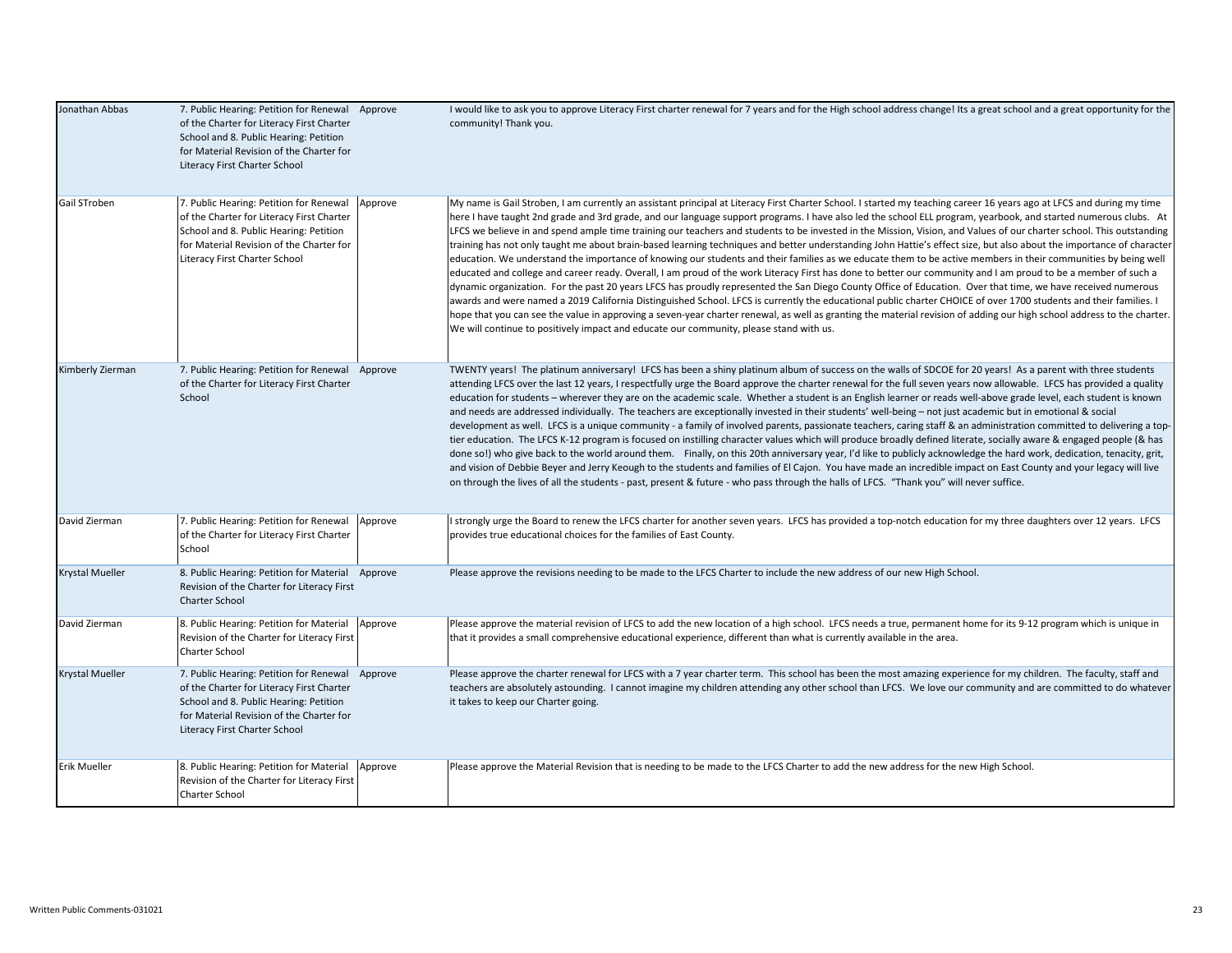| | | | |
|---|---|---|---|
| Jonathan Abbas | 7. Public Hearing: Petition for Renewal of the Charter for Literacy First Charter School and 8. Public Hearing: Petition for Material Revision of the Charter for Literacy First Charter School | Approve | I would like to ask you to approve Literacy First charter renewal for 7 years and for the High school address change! Its a great school and a great opportunity for the community! Thank you. |
| Gail STroben | 7. Public Hearing: Petition for Renewal of the Charter for Literacy First Charter School and 8. Public Hearing: Petition for Material Revision of the Charter for Literacy First Charter School | Approve | My name is Gail Stroben, I am currently an assistant principal at Literacy First Charter School. I started my teaching career 16 years ago at LFCS and during my time here I have taught 2nd grade and 3rd grade, and our language support programs. I have also led the school ELL program, yearbook, and started numerous clubs. At LFCS we believe in and spend ample time training our teachers and students to be invested in the Mission, Vision, and Values of our charter school. This outstanding training has not only taught me about brain-based learning techniques and better understanding John Hattie's effect size, but also about the importance of character education. We understand the importance of knowing our students and their families as we educate them to be active members in their communities by being well educated and college and career ready. Overall, I am proud of the work Literacy First has done to better our community and I am proud to be a member of such a dynamic organization. For the past 20 years LFCS has proudly represented the San Diego County Office of Education. Over that time, we have received numerous awards and were named a 2019 California Distinguished School. LFCS is currently the educational public charter CHOICE of over 1700 students and their families. I hope that you can see the value in approving a seven-year charter renewal, as well as granting the material revision of adding our high school address to the charter. We will continue to positively impact and educate our community, please stand with us. |
| Kimberly Zierman | 7. Public Hearing: Petition for Renewal of the Charter for Literacy First Charter School | Approve | TWENTY years! The platinum anniversary! LFCS has been a shiny platinum album of success on the walls of SDCOE for 20 years! As a parent with three students attending LFCS over the last 12 years, I respectfully urge the Board approve the charter renewal for the full seven years now allowable. LFCS has provided a quality education for students – wherever they are on the academic scale. Whether a student is an English learner or reads well-above grade level, each student is known and needs are addressed individually. The teachers are exceptionally invested in their students' well-being – not just academic but in emotional & social development as well. LFCS is a unique community - a family of involved parents, passionate teachers, caring staff & an administration committed to delivering a top-tier education. The LFCS K-12 program is focused on instilling character values which will produce broadly defined literate, socially aware & engaged people (& has done so!) who give back to the world around them. Finally, on this 20th anniversary year, I'd like to publicly acknowledge the hard work, dedication, tenacity, grit, and vision of Debbie Beyer and Jerry Keough to the students and families of El Cajon. You have made an incredible impact on East County and your legacy will live on through the lives of all the students - past, present & future - who pass through the halls of LFCS. "Thank you" will never suffice. |
| David Zierman | 7. Public Hearing: Petition for Renewal of the Charter for Literacy First Charter School | Approve | I strongly urge the Board to renew the LFCS charter for another seven years. LFCS has provided a top-notch education for my three daughters over 12 years. LFCS provides true educational choices for the families of East County. |
| Krystal Mueller | 8. Public Hearing: Petition for Material Revision of the Charter for Literacy First Charter School | Approve | Please approve the revisions needing to be made to the LFCS Charter to include the new address of our new High School. |
| David Zierman | 8. Public Hearing: Petition for Material Revision of the Charter for Literacy First Charter School | Approve | Please approve the material revision of LFCS to add the new location of a high school. LFCS needs a true, permanent home for its 9-12 program which is unique in that it provides a small comprehensive educational experience, different than what is currently available in the area. |
| Krystal Mueller | 7. Public Hearing: Petition for Renewal of the Charter for Literacy First Charter School and 8. Public Hearing: Petition for Material Revision of the Charter for Literacy First Charter School | Approve | Please approve the charter renewal for LFCS with a 7 year charter term. This school has been the most amazing experience for my children. The faculty, staff and teachers are absolutely astounding. I cannot imagine my children attending any other school than LFCS. We love our community and are committed to do whatever it takes to keep our Charter going. |
| Erik Mueller | 8. Public Hearing: Petition for Material Revision of the Charter for Literacy First Charter School | Approve | Please approve the Material Revision that is needing to be made to the LFCS Charter to add the new address for the new High School. |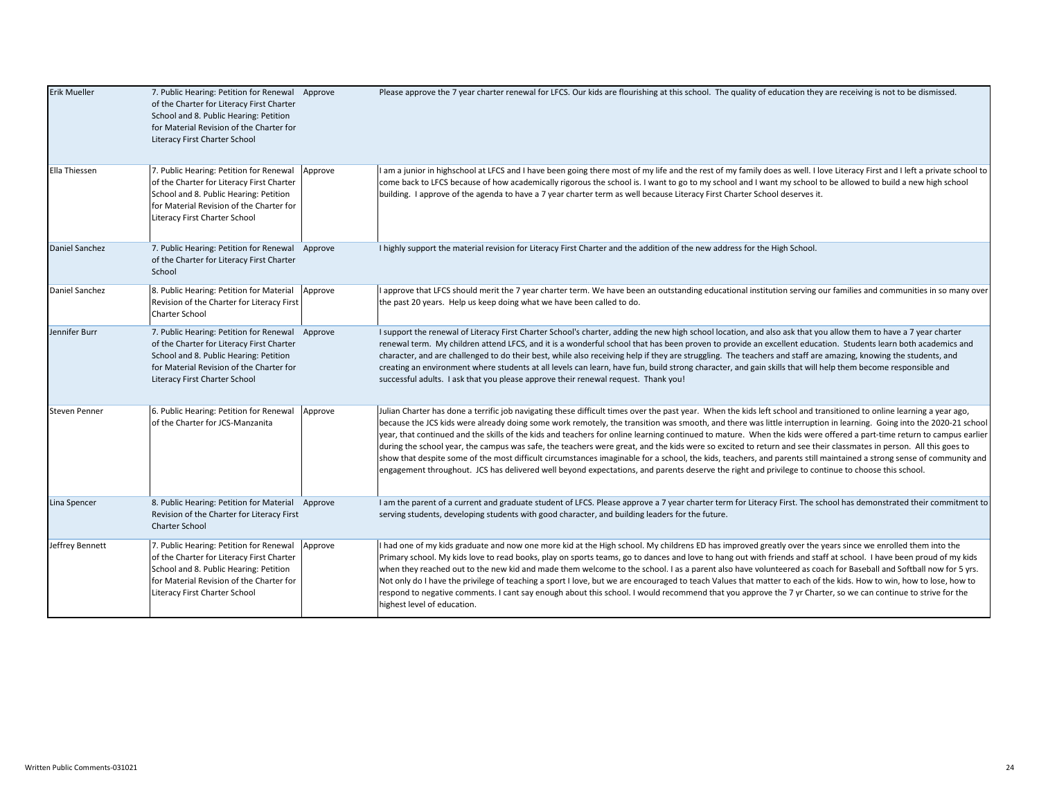| | | | |
|---|---|---|---|
| Erik Mueller | 7. Public Hearing: Petition for Renewal of the Charter for Literacy First Charter School and 8. Public Hearing: Petition for Material Revision of the Charter for Literacy First Charter School | Approve | Please approve the 7 year charter renewal for LFCS. Our kids are flourishing at this school. The quality of education they are receiving is not to be dismissed. |
| Ella Thiessen | 7. Public Hearing: Petition for Renewal of the Charter for Literacy First Charter School and 8. Public Hearing: Petition for Material Revision of the Charter for Literacy First Charter School | Approve | I am a junior in highschool at LFCS and I have been going there most of my life and the rest of my family does as well. I love Literacy First and I left a private school to come back to LFCS because of how academically rigorous the school is. I want to go to my school and I want my school to be allowed to build a new high school building. I approve of the agenda to have a 7 year charter term as well because Literacy First Charter School deserves it. |
| Daniel Sanchez | 7. Public Hearing: Petition for Renewal of the Charter for Literacy First Charter School | Approve | I highly support the material revision for Literacy First Charter and the addition of the new address for the High School. |
| Daniel Sanchez | 8. Public Hearing: Petition for Material Revision of the Charter for Literacy First Charter School | Approve | I approve that LFCS should merit the 7 year charter term. We have been an outstanding educational institution serving our families and communities in so many over the past 20 years. Help us keep doing what we have been called to do. |
| Jennifer Burr | 7. Public Hearing: Petition for Renewal of the Charter for Literacy First Charter School and 8. Public Hearing: Petition for Material Revision of the Charter for Literacy First Charter School | Approve | I support the renewal of Literacy First Charter School's charter, adding the new high school location, and also ask that you allow them to have a 7 year charter renewal term. My children attend LFCS, and it is a wonderful school that has been proven to provide an excellent education. Students learn both academics and character, and are challenged to do their best, while also receiving help if they are struggling. The teachers and staff are amazing, knowing the students, and creating an environment where students at all levels can learn, have fun, build strong character, and gain skills that will help them become responsible and successful adults. I ask that you please approve their renewal request. Thank you! |
| Steven Penner | 6. Public Hearing: Petition for Renewal of the Charter for JCS-Manzanita | Approve | Julian Charter has done a terrific job navigating these difficult times over the past year. When the kids left school and transitioned to online learning a year ago, because the JCS kids were already doing some work remotely, the transition was smooth, and there was little interruption in learning. Going into the 2020-21 school year, that continued and the skills of the kids and teachers for online learning continued to mature. When the kids were offered a part-time return to campus earlier during the school year, the campus was safe, the teachers were great, and the kids were so excited to return and see their classmates in person. All this goes to show that despite some of the most difficult circumstances imaginable for a school, the kids, teachers, and parents still maintained a strong sense of community and engagement throughout. JCS has delivered well beyond expectations, and parents deserve the right and privilege to continue to choose this school. |
| Lina Spencer | 8. Public Hearing: Petition for Material Revision of the Charter for Literacy First Charter School | Approve | I am the parent of a current and graduate student of LFCS. Please approve a 7 year charter term for Literacy First. The school has demonstrated their commitment to serving students, developing students with good character, and building leaders for the future. |
| Jeffrey Bennett | 7. Public Hearing: Petition for Renewal of the Charter for Literacy First Charter School and 8. Public Hearing: Petition for Material Revision of the Charter for Literacy First Charter School | Approve | I had one of my kids graduate and now one more kid at the High school. My childrens ED has improved greatly over the years since we enrolled them into the Primary school. My kids love to read books, play on sports teams, go to dances and love to hang out with friends and staff at school. I have been proud of my kids when they reached out to the new kid and made them welcome to the school. I as a parent also have volunteered as coach for Baseball and Softball now for 5 yrs. Not only do I have the privilege of teaching a sport I love, but we are encouraged to teach Values that matter to each of the kids. How to win, how to lose, how to respond to negative comments. I cant say enough about this school. I would recommend that you approve the 7 yr Charter, so we can continue to strive for the highest level of education. |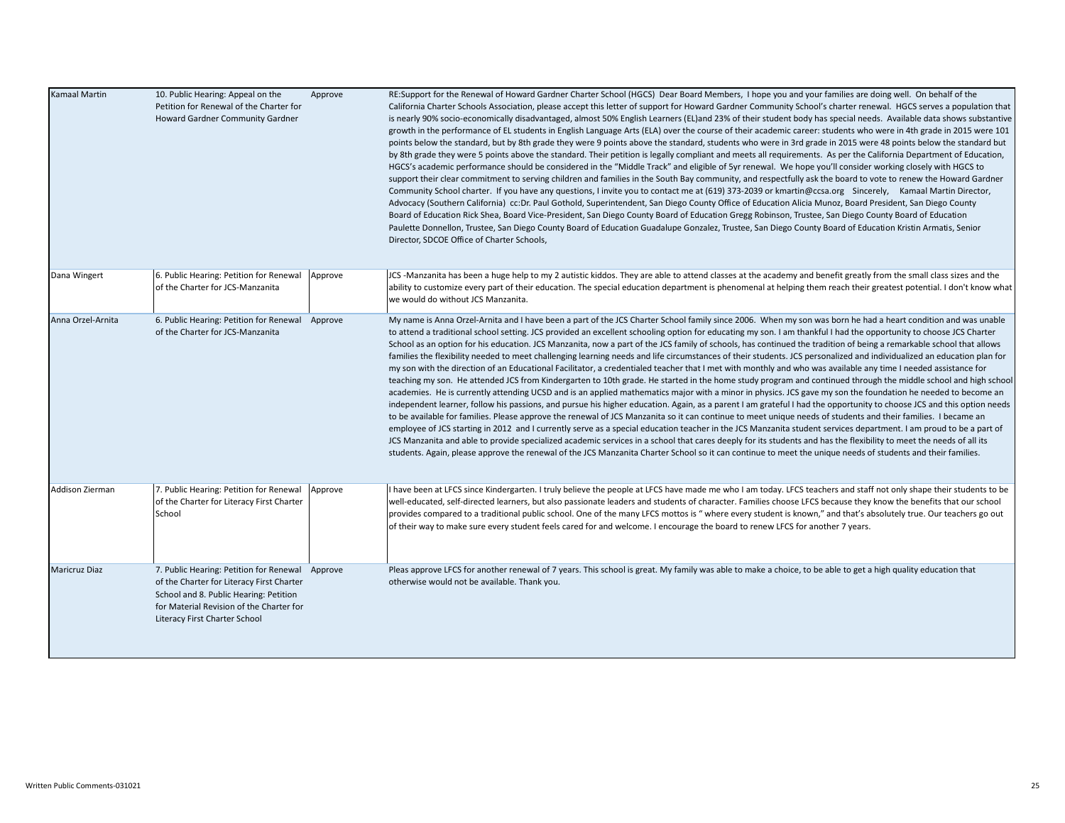| | | | |
|---|---|---|---|
| Kamaal Martin | 10. Public Hearing: Appeal on the Petition for Renewal of the Charter for Howard Gardner Community Gardner | Approve | RE:Support for the Renewal of Howard Gardner Charter School (HGCS) Dear Board Members, I hope you and your families are doing well. On behalf of the California Charter Schools Association, please accept this letter of support for Howard Gardner Community School's charter renewal. HGCS serves a population that is nearly 90% socio-economically disadvantaged, almost 50% English Learners (EL)and 23% of their student body has special needs. Available data shows substantive growth in the performance of EL students in English Language Arts (ELA) over the course of their academic career: students who were in 4th grade in 2015 were 101 points below the standard, but by 8th grade they were 9 points above the standard, students who were in 3rd grade in 2015 were 48 points below the standard but by 8th grade they were 5 points above the standard. Their petition is legally compliant and meets all requirements. As per the California Department of Education, HGCS's academic performance should be considered in the "Middle Track" and eligible of 5yr renewal. We hope you'll consider working closely with HGCS to support their clear commitment to serving children and families in the South Bay community, and respectfully ask the board to vote to renew the Howard Gardner Community School charter. If you have any questions, I invite you to contact me at (619) 373-2039 or kmartin@ccsa.org Sincerely, Kamaal Martin Director, Advocacy (Southern California) cc:Dr. Paul Gothold, Superintendent, San Diego County Office of Education Alicia Munoz, Board President, San Diego County Board of Education Rick Shea, Board Vice-President, San Diego County Board of Education Gregg Robinson, Trustee, San Diego County Board of Education Paulette Donnellon, Trustee, San Diego County Board of Education Guadalupe Gonzalez, Trustee, San Diego County Board of Education Kristin Armatis, Senior Director, SDCOE Office of Charter Schools, |
| Dana Wingert | 6. Public Hearing: Petition for Renewal of the Charter for JCS-Manzanita | Approve | JCS -Manzanita has been a huge help to my 2 autistic kiddos. They are able to attend classes at the academy and benefit greatly from the small class sizes and the ability to customize every part of their education. The special education department is phenomenal at helping them reach their greatest potential. I don't know what we would do without JCS Manzanita. |
| Anna Orzel-Arnita | 6. Public Hearing: Petition for Renewal of the Charter for JCS-Manzanita | Approve | My name is Anna Orzel-Arnita and I have been a part of the JCS Charter School family since 2006. When my son was born he had a heart condition and was unable to attend a traditional school setting. JCS provided an excellent schooling option for educating my son. I am thankful I had the opportunity to choose JCS Charter School as an option for his education. JCS Manzanita, now a part of the JCS family of schools, has continued the tradition of being a remarkable school that allows families the flexibility needed to meet challenging learning needs and life circumstances of their students. JCS personalized and individualized an education plan for my son with the direction of an Educational Facilitator, a credentialed teacher that I met with monthly and who was available any time I needed assistance for teaching my son. He attended JCS from Kindergarten to 10th grade. He started in the home study program and continued through the middle school and high school academies. He is currently attending UCSD and is an applied mathematics major with a minor in physics. JCS gave my son the foundation he needed to become an independent learner, follow his passions, and pursue his higher education. Again, as a parent I am grateful I had the opportunity to choose JCS and this option needs to be available for families. Please approve the renewal of JCS Manzanita so it can continue to meet unique needs of students and their families. I became an employee of JCS starting in 2012 and I currently serve as a special education teacher in the JCS Manzanita student services department. I am proud to be a part of JCS Manzanita and able to provide specialized academic services in a school that cares deeply for its students and has the flexibility to meet the needs of all its students. Again, please approve the renewal of the JCS Manzanita Charter School so it can continue to meet the unique needs of students and their families. |
| Addison Zierman | 7. Public Hearing: Petition for Renewal of the Charter for Literacy First Charter School | Approve | I have been at LFCS since Kindergarten. I truly believe the people at LFCS have made me who I am today. LFCS teachers and staff not only shape their students to be well-educated, self-directed learners, but also passionate leaders and students of character. Families choose LFCS because they know the benefits that our school provides compared to a traditional public school. One of the many LFCS mottos is " where every student is known," and that's absolutely true. Our teachers go out of their way to make sure every student feels cared for and welcome. I encourage the board to renew LFCS for another 7 years. |
| Maricruz Diaz | 7. Public Hearing: Petition for Renewal of the Charter for Literacy First Charter School and 8. Public Hearing: Petition for Material Revision of the Charter for Literacy First Charter School | Approve | Pleas approve LFCS for another renewal of 7 years. This school is great. My family was able to make a choice, to be able to get a high quality education that otherwise would not be available. Thank you. |